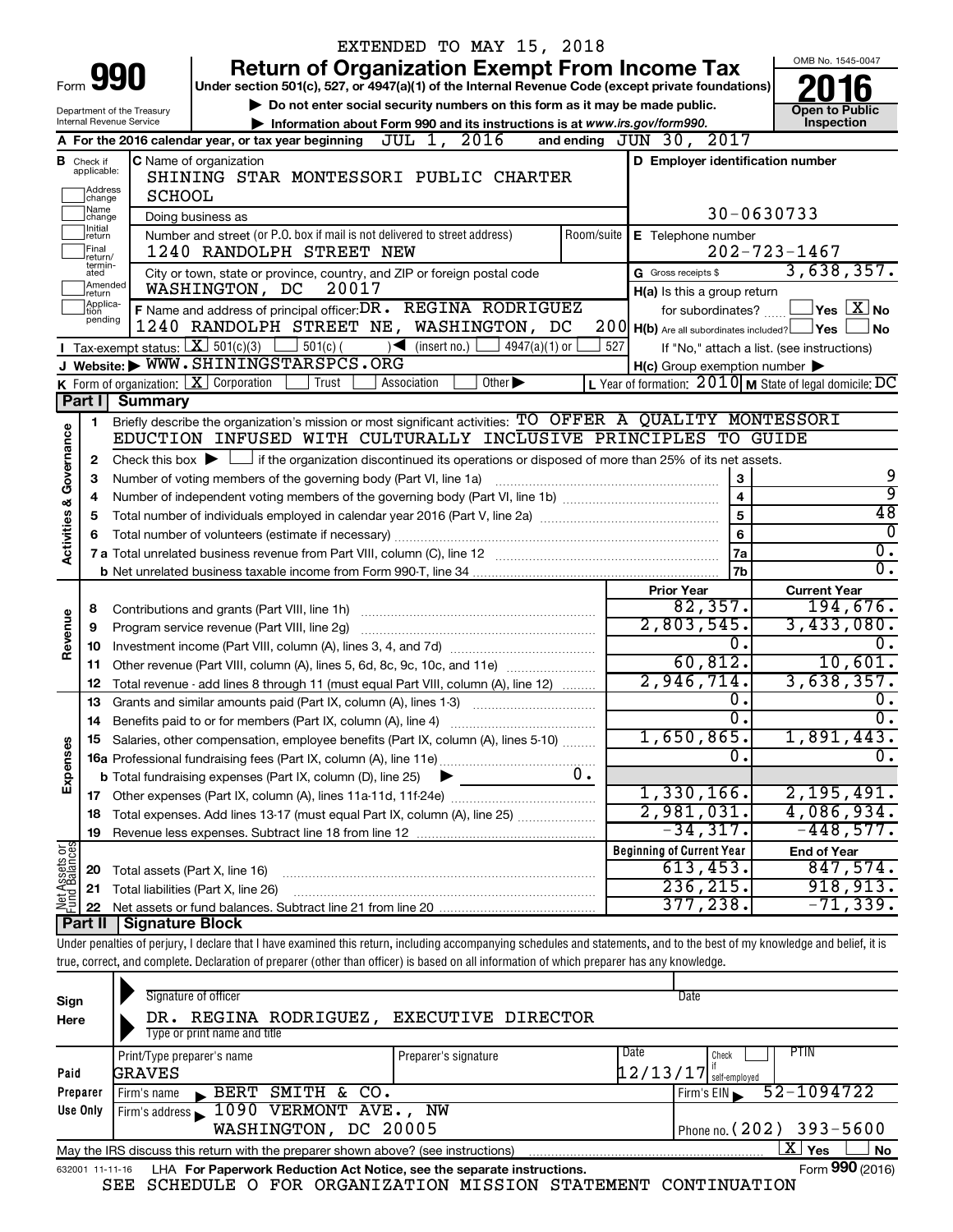EXTENDED TO MAY 15, 2018

# Form 990 Return of Organization Exempt From Income Tax 2016

Under section 501(c), 527, or 4947(a)(1) of the Internal Revenue Code (except private foundations)

▶ Do not enter social security numbers on this form as it may be made public.

▶ Information about Form 990 and its instructions is at www.irs.gov/form990.

OMB No. 1545-0047

Open to Public Inspection

Department of the Treasury
Internal Revenue Service

**A** For the 2016 calendar year, or tax year beginning JUL 1, 2016 and ending JUN 30, 2017

**B** Check if applicable: Address change, Name change, Initial return, Final return/terminated, Amended return, Application pending

**C** Name of organization: SHINING STAR MONTESSORI PUBLIC CHARTER SCHOOL

Doing business as

Number and street (or P.O. box if mail is not delivered to street address): 1240 RANDOLPH STREET NEW

Room/suite

City or town, state or province, country, and ZIP or foreign postal code: WASHINGTON, DC 20017

**D** Employer identification number: 30-0630733

**E** Telephone number: 202-723-1467

**G** Gross receipts $ 3,638,357.

**F** Name and address of principal officer: DR. REGINA RODRIGUEZ, 1240 RANDOLPH STREET NE, WASHINGTON, DC 200

**H(a)** Is this a group return for subordinates? Yes [ ] No [X]

**H(b)** Are all subordinates included? Yes [ ] No [ ]

If "No," attach a list. (see instructions)

**H(c)** Group exemption number ▶

**I** Tax-exempt status: [X] 501(c)(3) [ ] 501(c) ( ) ◀ (insert no.) [ ] 4947(a)(1) or [ ] 527

**J** Website: ▶ WWW.SHININGSTARSPCS.ORG

**K** Form of organization: [X] Corporation [ ] Trust [ ] Association [ ] Other ▶

**L** Year of formation: 2010 **M** State of legal domicile: DC

## Part I Summary

**Activities & Governance**

1 Briefly describe the organization's mission or most significant activities: TO OFFER A QUALITY MONTESSORI EDUCTION INFUSED WITH CULTURALLY INCLUSIVE PRINCIPLES TO GUIDE

2 Check this box ▶ [ ] if the organization discontinued its operations or disposed of more than 25% of its net assets.

| | | | |
|---|---|---|---|
| 3 | Number of voting members of the governing body (Part VI, line 1a) | 3 | 9 |
| 4 | Number of independent voting members of the governing body (Part VI, line 1b) | 4 | 9 |
| 5 | Total number of individuals employed in calendar year 2016 (Part V, line 2a) | 5 | 48 |
| 6 | Total number of volunteers (estimate if necessary) | 6 | 0 |
| 7a | Total unrelated business revenue from Part VIII, column (C), line 12 | 7a | 0. |
| b | Net unrelated business taxable income from Form 990-T, line 34 | 7b | 0. |

| | | Prior Year | Current Year |
|---|---|---|---|
| **Revenue** | | | |
| 8 | Contributions and grants (Part VIII, line 1h) | 82,357. | 194,676. |
| 9 | Program service revenue (Part VIII, line 2g) | 2,803,545. | 3,433,080. |
| 10 | Investment income (Part VIII, column (A), lines 3, 4, and 7d) | 0. | 0. |
| 11 | Other revenue (Part VIII, column (A), lines 5, 6d, 8c, 9c, 10c, and 11e) | 60,812. | 10,601. |
| 12 | Total revenue - add lines 8 through 11 (must equal Part VIII, column (A), line 12) | 2,946,714. | 3,638,357. |
| **Expenses** | | | |
| 13 | Grants and similar amounts paid (Part IX, column (A), lines 1-3) | 0. | 0. |
| 14 | Benefits paid to or for members (Part IX, column (A), line 4) | 0. | 0. |
| 15 | Salaries, other compensation, employee benefits (Part IX, column (A), lines 5-10) | 1,650,865. | 1,891,443. |
| 16a | Professional fundraising fees (Part IX, column (A), line 11e) | 0. | 0. |
| b | Total fundraising expenses (Part IX, column (D), line 25) ▶ 0. | | |
| 17 | Other expenses (Part IX, column (A), lines 11a-11d, 11f-24e) | 1,330,166. | 2,195,491. |
| 18 | Total expenses. Add lines 13-17 (must equal Part IX, column (A), line 25) | 2,981,031. | 4,086,934. |
| 19 | Revenue less expenses. Subtract line 18 from line 12 | -34,317. | -448,577. |

| **Net Assets or Fund Balances** | | Beginning of Current Year | End of Year |
|---|---|---|---|
| 20 | Total assets (Part X, line 16) | 613,453. | 847,574. |
| 21 | Total liabilities (Part X, line 26) | 236,215. | 918,913. |
| 22 | Net assets or fund balances. Subtract line 21 from line 20 | 377,238. | -71,339. |

## Part II Signature Block

Under penalties of perjury, I declare that I have examined this return, including accompanying schedules and statements, and to the best of my knowledge and belief, it is true, correct, and complete. Declaration of preparer (other than officer) is based on all information of which preparer has any knowledge.

**Sign Here**

Signature of officer | Date

DR. REGINA RODRIGUEZ, EXECUTIVE DIRECTOR

Type or print name and title

**Paid Preparer Use Only**

| Print/Type preparer's name | Preparer's signature | Date | Check if self-employed | PTIN |
|---|---|---|---|---|
| GRAVES | | 12/13/17 | | |

Firm's name ▶ BERT SMITH & CO. | Firm's EIN ▶ 52-1094722

Firm's address ▶ 1090 VERMONT AVE., NW, WASHINGTON, DC 20005 | Phone no. (202) 393-5600

May the IRS discuss this return with the preparer shown above? (see instructions) [X] Yes [ ] No

632001 11-11-16 LHA For Paperwork Reduction Act Notice, see the separate instructions. Form 990 (2016)

SEE SCHEDULE O FOR ORGANIZATION MISSION STATEMENT CONTINUATION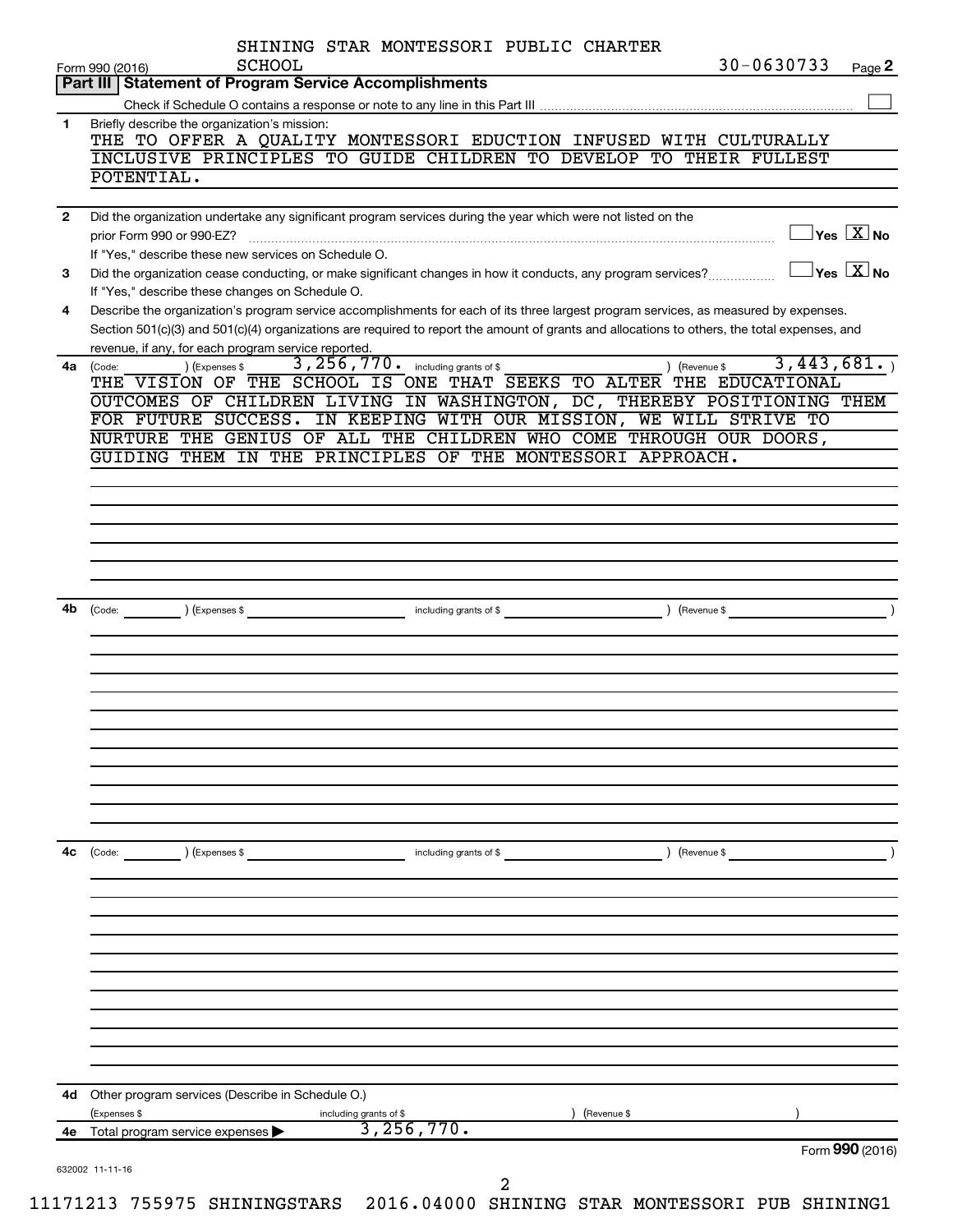SHINING STAR MONTESSORI PUBLIC CHARTER SCHOOL

Form 990 (2016) 30-0630733 Page **2**

## Part III Statement of Program Service Accomplishments

Check if Schedule O contains a response or note to any line in this Part III ☐

**1** Briefly describe the organization's mission:

THE TO OFFER A QUALITY MONTESSORI EDUCTION INFUSED WITH CULTURALLY INCLUSIVE PRINCIPLES TO GUIDE CHILDREN TO DEVELOP TO THEIR FULLEST POTENTIAL.

**2** Did the organization undertake any significant program services during the year which were not listed on the prior Form 990 or 990-EZ? ☐ Yes ☒ No

If "Yes," describe these new services on Schedule O.

**3** Did the organization cease conducting, or make significant changes in how it conducts, any program services? ☐ Yes ☒ No

If "Yes," describe these changes on Schedule O.

**4** Describe the organization's program service accomplishments for each of its three largest program services, as measured by expenses. Section 501(c)(3) and 501(c)(4) organizations are required to report the amount of grants and allocations to others, the total expenses, and revenue, if any, for each program service reported.

**4a** (Code: ) (Expenses $ 3,256,770. including grants of $ ) (Revenue $ 3,443,681. )

THE VISION OF THE SCHOOL IS ONE THAT SEEKS TO ALTER THE EDUCATIONAL OUTCOMES OF CHILDREN LIVING IN WASHINGTON, DC, THEREBY POSITIONING THEM FOR FUTURE SUCCESS. IN KEEPING WITH OUR MISSION, WE WILL STRIVE TO NURTURE THE GENIUS OF ALL THE CHILDREN WHO COME THROUGH OUR DOORS, GUIDING THEM IN THE PRINCIPLES OF THE MONTESSORI APPROACH.

**4b** (Code: ) (Expenses $ including grants of $ ) (Revenue $ )

**4c** (Code: ) (Expenses $ including grants of $ ) (Revenue $ )

**4d** Other program services (Describe in Schedule O.)

(Expenses $ including grants of $ ) (Revenue $ )

**4e** Total program service expenses ▶ 3,256,770.

Form **990** (2016)

632002 11-11-16

11171213 755975 SHININGSTARS 2016.04000 SHINING STAR MONTESSORI PUB SHINING1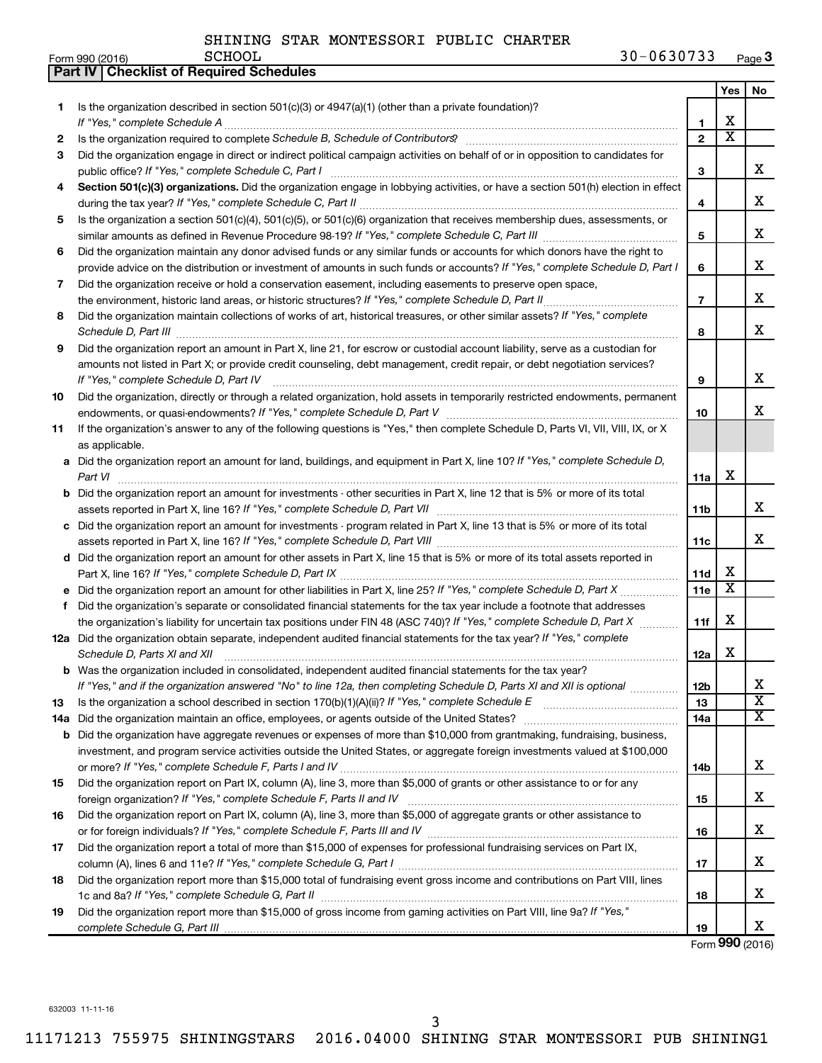SHINING STAR MONTESSORI PUBLIC CHARTER SCHOOL 30-0630733

Form 990 (2016) Page 3

## Part IV | Checklist of Required Schedules

| | | | Yes | No |
|---|---|---|---|---|
| 1 | Is the organization described in section 501(c)(3) or 4947(a)(1) (other than a private foundation)? *If "Yes," complete Schedule A* | 1 | X | |
| 2 | Is the organization required to complete *Schedule B, Schedule of Contributors*? | 2 | X | |
| 3 | Did the organization engage in direct or indirect political campaign activities on behalf of or in opposition to candidates for public office? *If "Yes," complete Schedule C, Part I* | 3 | | X |
| 4 | **Section 501(c)(3) organizations.** Did the organization engage in lobbying activities, or have a section 501(h) election in effect during the tax year? *If "Yes," complete Schedule C, Part II* | 4 | | X |
| 5 | Is the organization a section 501(c)(4), 501(c)(5), or 501(c)(6) organization that receives membership dues, assessments, or similar amounts as defined in Revenue Procedure 98-19? *If "Yes," complete Schedule C, Part III* | 5 | | X |
| 6 | Did the organization maintain any donor advised funds or any similar funds or accounts for which donors have the right to provide advice on the distribution or investment of amounts in such funds or accounts? *If "Yes," complete Schedule D, Part I* | 6 | | X |
| 7 | Did the organization receive or hold a conservation easement, including easements to preserve open space, the environment, historic land areas, or historic structures? *If "Yes," complete Schedule D, Part II* | 7 | | X |
| 8 | Did the organization maintain collections of works of art, historical treasures, or other similar assets? *If "Yes," complete Schedule D, Part III* | 8 | | X |
| 9 | Did the organization report an amount in Part X, line 21, for escrow or custodial account liability, serve as a custodian for amounts not listed in Part X; or provide credit counseling, debt management, credit repair, or debt negotiation services? *If "Yes," complete Schedule D, Part IV* | 9 | | X |
| 10 | Did the organization, directly or through a related organization, hold assets in temporarily restricted endowments, permanent endowments, or quasi-endowments? *If "Yes," complete Schedule D, Part V* | 10 | | X |
| 11 | If the organization's answer to any of the following questions is "Yes," then complete Schedule D, Parts VI, VII, VIII, IX, or X as applicable. | | | |
| a | Did the organization report an amount for land, buildings, and equipment in Part X, line 10? *If "Yes," complete Schedule D, Part VI* | 11a | X | |
| b | Did the organization report an amount for investments - other securities in Part X, line 12 that is 5% or more of its total assets reported in Part X, line 16? *If "Yes," complete Schedule D, Part VII* | 11b | | X |
| c | Did the organization report an amount for investments - program related in Part X, line 13 that is 5% or more of its total assets reported in Part X, line 16? *If "Yes," complete Schedule D, Part VIII* | 11c | | X |
| d | Did the organization report an amount for other assets in Part X, line 15 that is 5% or more of its total assets reported in Part X, line 16? *If "Yes," complete Schedule D, Part IX* | 11d | X | |
| e | Did the organization report an amount for other liabilities in Part X, line 25? *If "Yes," complete Schedule D, Part X* | 11e | X | |
| f | Did the organization's separate or consolidated financial statements for the tax year include a footnote that addresses the organization's liability for uncertain tax positions under FIN 48 (ASC 740)? *If "Yes," complete Schedule D, Part X* | 11f | X | |
| 12a | Did the organization obtain separate, independent audited financial statements for the tax year? *If "Yes," complete Schedule D, Parts XI and XII* | 12a | X | |
| b | Was the organization included in consolidated, independent audited financial statements for the tax year? *If "Yes," and if the organization answered "No" to line 12a, then completing Schedule D, Parts XI and XII is optional* | 12b | | X |
| 13 | Is the organization a school described in section 170(b)(1)(A)(ii)? *If "Yes," complete Schedule E* | 13 | | X |
| 14a | Did the organization maintain an office, employees, or agents outside of the United States? | 14a | | X |
| b | Did the organization have aggregate revenues or expenses of more than $10,000 from grantmaking, fundraising, business, investment, and program service activities outside the United States, or aggregate foreign investments valued at $100,000 or more? *If "Yes," complete Schedule F, Parts I and IV* | 14b | | X |
| 15 | Did the organization report on Part IX, column (A), line 3, more than $5,000 of grants or other assistance to or for any foreign organization? *If "Yes," complete Schedule F, Parts II and IV* | 15 | | X |
| 16 | Did the organization report on Part IX, column (A), line 3, more than $5,000 of aggregate grants or other assistance to or for foreign individuals? *If "Yes," complete Schedule F, Parts III and IV* | 16 | | X |
| 17 | Did the organization report a total of more than $15,000 of expenses for professional fundraising services on Part IX, column (A), lines 6 and 11e? *If "Yes," complete Schedule G, Part I* | 17 | | X |
| 18 | Did the organization report more than $15,000 total of fundraising event gross income and contributions on Part VIII, lines 1c and 8a? *If "Yes," complete Schedule G, Part II* | 18 | | X |
| 19 | Did the organization report more than $15,000 of gross income from gaming activities on Part VIII, line 9a? *If "Yes," complete Schedule G, Part III* | 19 | | X |

Form **990** (2016)

632003 11-11-16

11171213 755975 SHININGSTARS 2016.04000 SHINING STAR MONTESSORI PUB SHINING1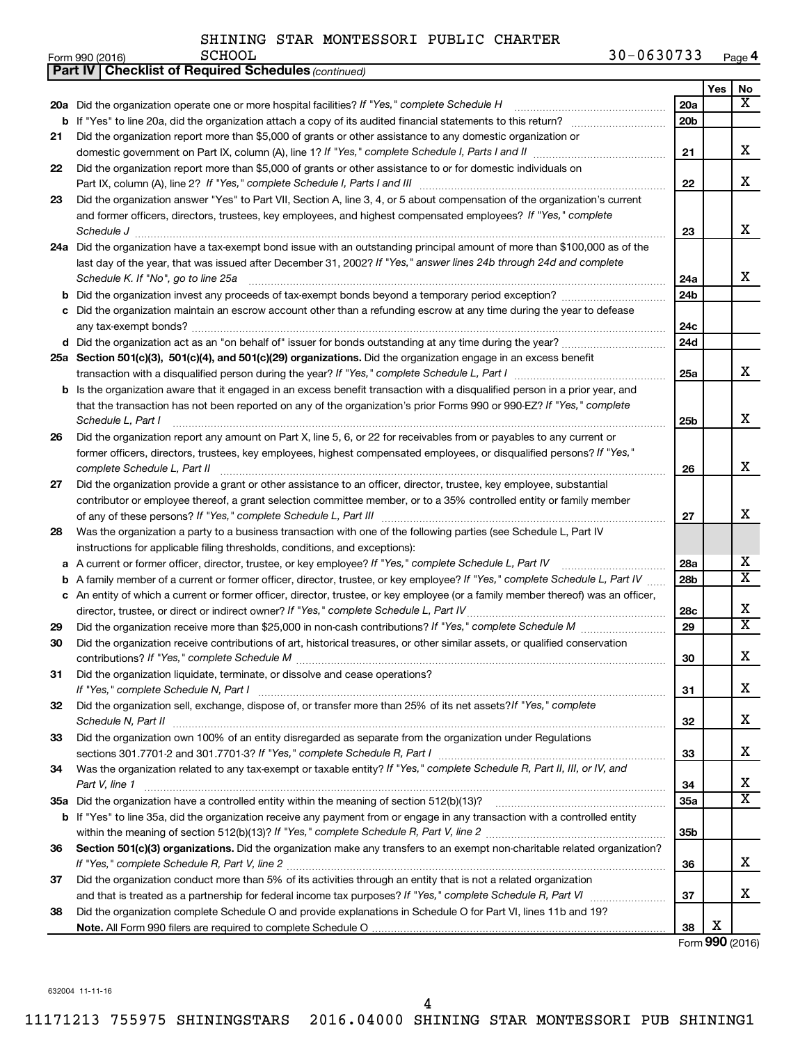SHINING STAR MONTESSORI PUBLIC CHARTER SCHOOL

Form 990 (2016) 30-0630733 Page 4

**Part IV | Checklist of Required Schedules** *(continued)*

| | | | Yes | No |
|---|---|---|---|---|
| **20a** | Did the organization operate one or more hospital facilities? *If "Yes," complete Schedule H* | 20a | | X |
| **b** | If "Yes" to line 20a, did the organization attach a copy of its audited financial statements to this return? | 20b | | |
| **21** | Did the organization report more than $5,000 of grants or other assistance to any domestic organization or domestic government on Part IX, column (A), line 1? *If "Yes," complete Schedule I, Parts I and II* | 21 | | X |
| **22** | Did the organization report more than $5,000 of grants or other assistance to or for domestic individuals on Part IX, column (A), line 2? *If "Yes," complete Schedule I, Parts I and III* | 22 | | X |
| **23** | Did the organization answer "Yes" to Part VII, Section A, line 3, 4, or 5 about compensation of the organization's current and former officers, directors, trustees, key employees, and highest compensated employees? *If "Yes," complete Schedule J* | 23 | | X |
| **24a** | Did the organization have a tax-exempt bond issue with an outstanding principal amount of more than $100,000 as of the last day of the year, that was issued after December 31, 2002? *If "Yes," answer lines 24b through 24d and complete Schedule K. If "No", go to line 25a* | 24a | | X |
| **b** | Did the organization invest any proceeds of tax-exempt bonds beyond a temporary period exception? | 24b | | |
| **c** | Did the organization maintain an escrow account other than a refunding escrow at any time during the year to defease any tax-exempt bonds? | 24c | | |
| **d** | Did the organization act as an "on behalf of" issuer for bonds outstanding at any time during the year? | 24d | | |
| **25a** | **Section 501(c)(3), 501(c)(4), and 501(c)(29) organizations.** Did the organization engage in an excess benefit transaction with a disqualified person during the year? *If "Yes," complete Schedule L, Part I* | 25a | | X |
| **b** | Is the organization aware that it engaged in an excess benefit transaction with a disqualified person in a prior year, and that the transaction has not been reported on any of the organization's prior Forms 990 or 990-EZ? *If "Yes," complete Schedule L, Part I* | 25b | | X |
| **26** | Did the organization report any amount on Part X, line 5, 6, or 22 for receivables from or payables to any current or former officers, directors, trustees, key employees, highest compensated employees, or disqualified persons? *If "Yes," complete Schedule L, Part II* | 26 | | X |
| **27** | Did the organization provide a grant or other assistance to an officer, director, trustee, key employee, substantial contributor or employee thereof, a grant selection committee member, or to a 35% controlled entity or family member of any of these persons? *If "Yes," complete Schedule L, Part III* | 27 | | X |
| **28** | Was the organization a party to a business transaction with one of the following parties (see Schedule L, Part IV instructions for applicable filing thresholds, conditions, and exceptions): | | | |
| **a** | A current or former officer, director, trustee, or key employee? *If "Yes," complete Schedule L, Part IV* | 28a | | X |
| **b** | A family member of a current or former officer, director, trustee, or key employee? *If "Yes," complete Schedule L, Part IV* | 28b | | X |
| **c** | An entity of which a current or former officer, director, trustee, or key employee (or a family member thereof) was an officer, director, trustee, or direct or indirect owner? *If "Yes," complete Schedule L, Part IV* | 28c | | X |
| **29** | Did the organization receive more than $25,000 in non-cash contributions? *If "Yes," complete Schedule M* | 29 | | X |
| **30** | Did the organization receive contributions of art, historical treasures, or other similar assets, or qualified conservation contributions? *If "Yes," complete Schedule M* | 30 | | X |
| **31** | Did the organization liquidate, terminate, or dissolve and cease operations? *If "Yes," complete Schedule N, Part I* | 31 | | X |
| **32** | Did the organization sell, exchange, dispose of, or transfer more than 25% of its net assets? *If "Yes," complete Schedule N, Part II* | 32 | | X |
| **33** | Did the organization own 100% of an entity disregarded as separate from the organization under Regulations sections 301.7701-2 and 301.7701-3? *If "Yes," complete Schedule R, Part I* | 33 | | X |
| **34** | Was the organization related to any tax-exempt or taxable entity? *If "Yes," complete Schedule R, Part II, III, or IV, and Part V, line 1* | 34 | | X |
| **35a** | Did the organization have a controlled entity within the meaning of section 512(b)(13)? | 35a | | X |
| **b** | If "Yes" to line 35a, did the organization receive any payment from or engage in any transaction with a controlled entity within the meaning of section 512(b)(13)? *If "Yes," complete Schedule R, Part V, line 2* | 35b | | |
| **36** | **Section 501(c)(3) organizations.** Did the organization make any transfers to an exempt non-charitable related organization? *If "Yes," complete Schedule R, Part V, line 2* | 36 | | X |
| **37** | Did the organization conduct more than 5% of its activities through an entity that is not a related organization and that is treated as a partnership for federal income tax purposes? *If "Yes," complete Schedule R, Part VI* | 37 | | X |
| **38** | Did the organization complete Schedule O and provide explanations in Schedule O for Part VI, lines 11b and 19? **Note.** All Form 990 filers are required to complete Schedule O | 38 | X | |

Form **990** (2016)

632004 11-11-16

11171213 755975 SHININGSTARS 2016.04000 SHINING STAR MONTESSORI PUB SHINING1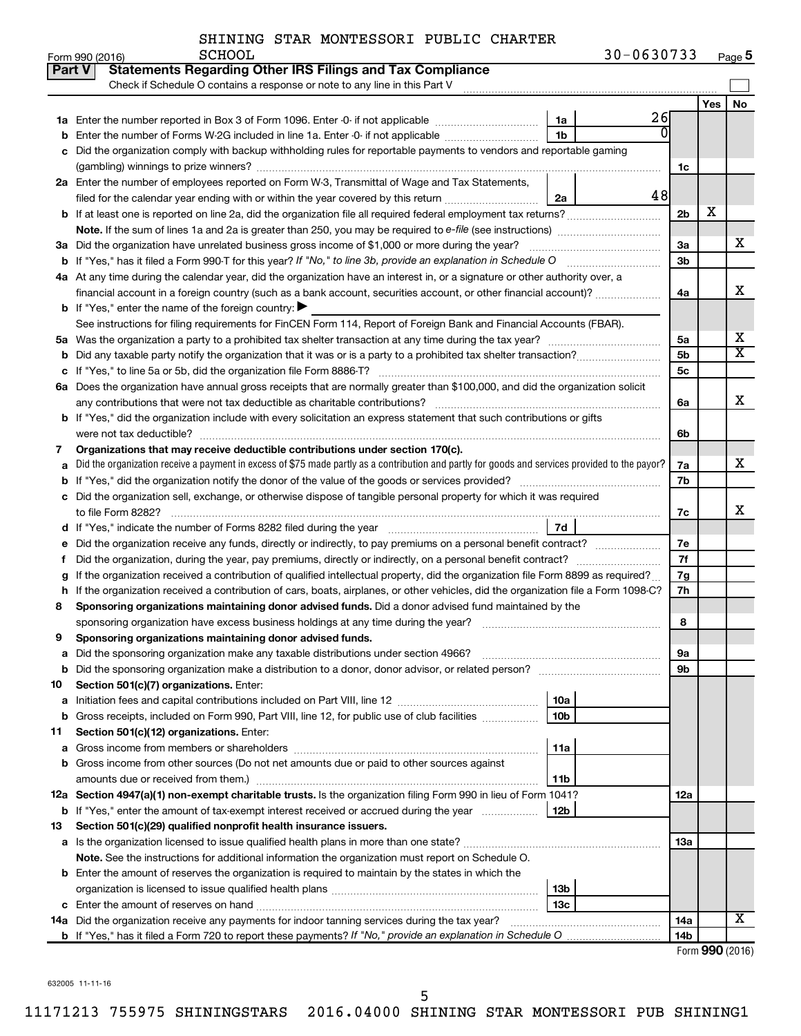SHINING STAR MONTESSORI PUBLIC CHARTER SCHOOL

Form 990 (2016) 30-0630733 Page 5

## Part V Statements Regarding Other IRS Filings and Tax Compliance

Check if Schedule O contains a response or note to any line in this Part V

| | | | | | Yes | No |
|---|---|---|---|---|---|---|
| **1a** | Enter the number reported in Box 3 of Form 1096. Enter -0- if not applicable | 1a | 26 | | | |
| **b** | Enter the number of Forms W-2G included in line 1a. Enter -0- if not applicable | 1b | 0 | | | |
| **c** | Did the organization comply with backup withholding rules for reportable payments to vendors and reportable gaming (gambling) winnings to prize winners? | | | 1c | | |
| **2a** | Enter the number of employees reported on Form W-3, Transmittal of Wage and Tax Statements, filed for the calendar year ending with or within the year covered by this return | 2a | 48 | | | |
| **b** | If at least one is reported on line 2a, did the organization file all required federal employment tax returns? | | | 2b | X | |
| | **Note.** If the sum of lines 1a and 2a is greater than 250, you may be required to *e-file* (see instructions) | | | | | |
| **3a** | Did the organization have unrelated business gross income of $1,000 or more during the year? | | | 3a | | X |
| **b** | If "Yes," has it filed a Form 990-T for this year? *If "No," to line 3b, provide an explanation in Schedule O* | | | 3b | | |
| **4a** | At any time during the calendar year, did the organization have an interest in, or a signature or other authority over, a financial account in a foreign country (such as a bank account, securities account, or other financial account)? | | | 4a | | X |
| **b** | If "Yes," enter the name of the foreign country: ▶ | | | | | |
| | See instructions for filing requirements for FinCEN Form 114, Report of Foreign Bank and Financial Accounts (FBAR). | | | | | |
| **5a** | Was the organization a party to a prohibited tax shelter transaction at any time during the tax year? | | | 5a | | X |
| **b** | Did any taxable party notify the organization that it was or is a party to a prohibited tax shelter transaction? | | | 5b | | X |
| **c** | If "Yes," to line 5a or 5b, did the organization file Form 8886-T? | | | 5c | | |
| **6a** | Does the organization have annual gross receipts that are normally greater than $100,000, and did the organization solicit any contributions that were not tax deductible as charitable contributions? | | | 6a | | X |
| **b** | If "Yes," did the organization include with every solicitation an express statement that such contributions or gifts were not tax deductible? | | | 6b | | |
| **7** | **Organizations that may receive deductible contributions under section 170(c).** | | | | | |
| **a** | Did the organization receive a payment in excess of $75 made partly as a contribution and partly for goods and services provided to the payor? | | | 7a | | X |
| **b** | If "Yes," did the organization notify the donor of the value of the goods or services provided? | | | 7b | | |
| **c** | Did the organization sell, exchange, or otherwise dispose of tangible personal property for which it was required to file Form 8282? | | | 7c | | X |
| **d** | If "Yes," indicate the number of Forms 8282 filed during the year | 7d | | | | |
| **e** | Did the organization receive any funds, directly or indirectly, to pay premiums on a personal benefit contract? | | | 7e | | |
| **f** | Did the organization, during the year, pay premiums, directly or indirectly, on a personal benefit contract? | | | 7f | | |
| **g** | If the organization received a contribution of qualified intellectual property, did the organization file Form 8899 as required? | | | 7g | | |
| **h** | If the organization received a contribution of cars, boats, airplanes, or other vehicles, did the organization file a Form 1098-C? | | | 7h | | |
| **8** | **Sponsoring organizations maintaining donor advised funds.** Did a donor advised fund maintained by the sponsoring organization have excess business holdings at any time during the year? | | | 8 | | |
| **9** | **Sponsoring organizations maintaining donor advised funds.** | | | | | |
| **a** | Did the sponsoring organization make any taxable distributions under section 4966? | | | 9a | | |
| **b** | Did the sponsoring organization make a distribution to a donor, donor advisor, or related person? | | | 9b | | |
| **10** | **Section 501(c)(7) organizations.** Enter: | | | | | |
| **a** | Initiation fees and capital contributions included on Part VIII, line 12 | 10a | | | | |
| **b** | Gross receipts, included on Form 990, Part VIII, line 12, for public use of club facilities | 10b | | | | |
| **11** | **Section 501(c)(12) organizations.** Enter: | | | | | |
| **a** | Gross income from members or shareholders | 11a | | | | |
| **b** | Gross income from other sources (Do not net amounts due or paid to other sources against amounts due or received from them.) | 11b | | | | |
| **12a** | **Section 4947(a)(1) non-exempt charitable trusts.** Is the organization filing Form 990 in lieu of Form 1041? | | | 12a | | |
| **b** | If "Yes," enter the amount of tax-exempt interest received or accrued during the year | 12b | | | | |
| **13** | **Section 501(c)(29) qualified nonprofit health insurance issuers.** | | | | | |
| **a** | Is the organization licensed to issue qualified health plans in more than one state? | | | 13a | | |
| | **Note.** See the instructions for additional information the organization must report on Schedule O. | | | | | |
| **b** | Enter the amount of reserves the organization is required to maintain by the states in which the organization is licensed to issue qualified health plans | 13b | | | | |
| **c** | Enter the amount of reserves on hand | 13c | | | | |
| **14a** | Did the organization receive any payments for indoor tanning services during the tax year? | | | 14a | | X |
| **b** | If "Yes," has it filed a Form 720 to report these payments? *If "No," provide an explanation in Schedule O* | | | 14b | | |

Form **990** (2016)

632005 11-11-16

11171213 755975 SHININGSTARS 2016.04000 SHINING STAR MONTESSORI PUB SHINING1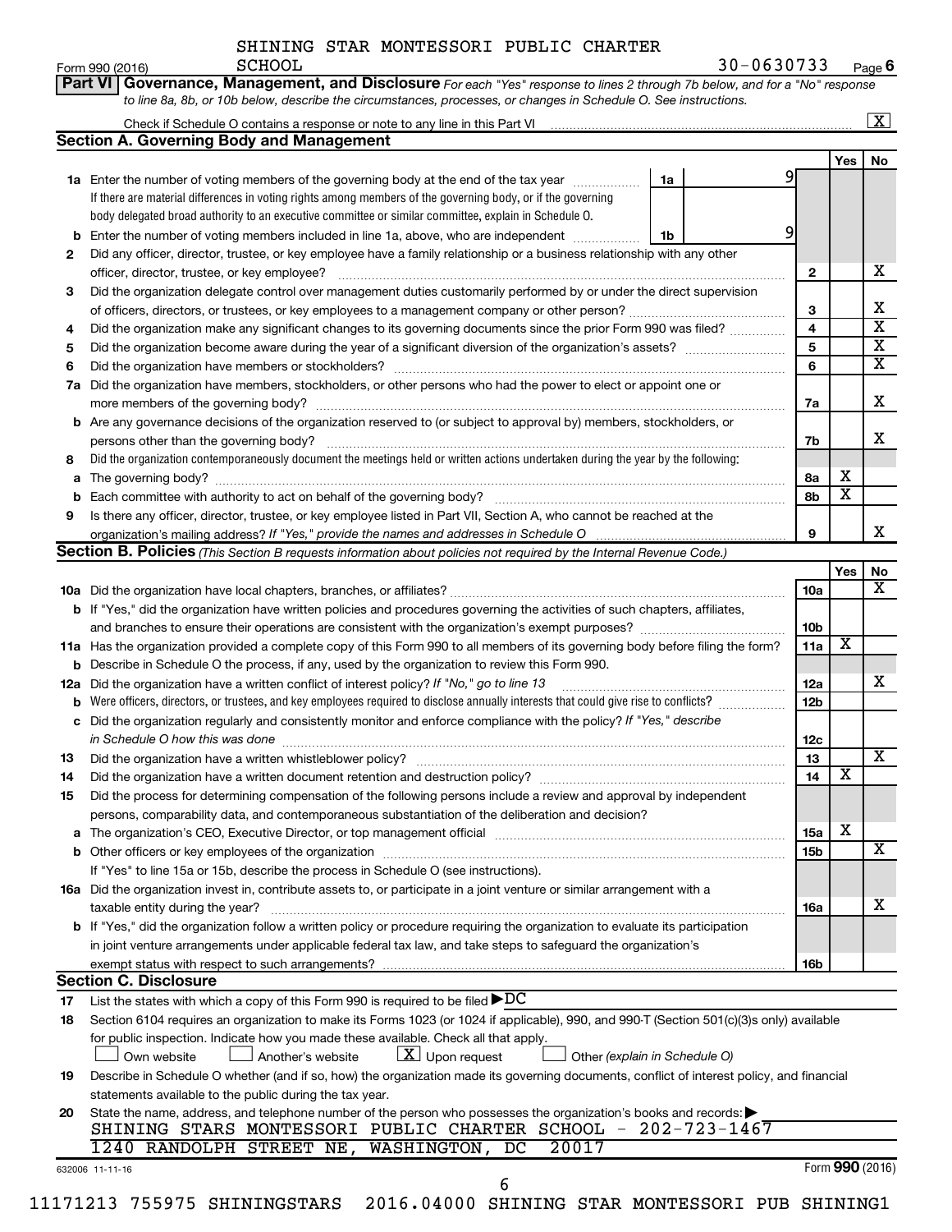SHINING STAR MONTESSORI PUBLIC CHARTER SCHOOL 30-0630733

Form 990 (2016) Page 6

**Part VI Governance, Management, and Disclosure** *For each "Yes" response to lines 2 through 7b below, and for a "No" response to line 8a, 8b, or 10b below, describe the circumstances, processes, or changes in Schedule O. See instructions.*

Check if Schedule O contains a response or note to any line in this Part VI .... [X]

## Section A. Governing Body and Management

| | | | Yes | No |
|---|---|---|---|---|
| **1a** | Enter the number of voting members of the governing body at the end of the tax year ... **1a** 9<br>If there are material differences in voting rights among members of the governing body, or if the governing body delegated broad authority to an executive committee or similar committee, explain in Schedule O. | | | |
| **b** | Enter the number of voting members included in line 1a, above, who are independent ... **1b** 9 | | | |
| **2** | Did any officer, director, trustee, or key employee have a family relationship or a business relationship with any other officer, director, trustee, or key employee? | 2 | | X |
| **3** | Did the organization delegate control over management duties customarily performed by or under the direct supervision of officers, directors, or trustees, or key employees to a management company or other person? | 3 | | X |
| **4** | Did the organization make any significant changes to its governing documents since the prior Form 990 was filed? | 4 | | X |
| **5** | Did the organization become aware during the year of a significant diversion of the organization's assets? | 5 | | X |
| **6** | Did the organization have members or stockholders? | 6 | | X |
| **7a** | Did the organization have members, stockholders, or other persons who had the power to elect or appoint one or more members of the governing body? | 7a | | X |
| **b** | Are any governance decisions of the organization reserved to (or subject to approval by) members, stockholders, or persons other than the governing body? | 7b | | X |
| **8** | Did the organization contemporaneously document the meetings held or written actions undertaken during the year by the following: | | | |
| **a** | The governing body? | 8a | X | |
| **b** | Each committee with authority to act on behalf of the governing body? | 8b | X | |
| **9** | Is there any officer, director, trustee, or key employee listed in Part VII, Section A, who cannot be reached at the organization's mailing address? *If "Yes," provide the names and addresses in Schedule O* | 9 | | X |

## Section B. Policies *(This Section B requests information about policies not required by the Internal Revenue Code.)*

| | | | Yes | No |
|---|---|---|---|---|
| **10a** | Did the organization have local chapters, branches, or affiliates? | 10a | | X |
| **b** | If "Yes," did the organization have written policies and procedures governing the activities of such chapters, affiliates, and branches to ensure their operations are consistent with the organization's exempt purposes? | 10b | | |
| **11a** | Has the organization provided a complete copy of this Form 990 to all members of its governing body before filing the form? | 11a | X | |
| **b** | Describe in Schedule O the process, if any, used by the organization to review this Form 990. | | | |
| **12a** | Did the organization have a written conflict of interest policy? *If "No," go to line 13* | 12a | | X |
| **b** | Were officers, directors, or trustees, and key employees required to disclose annually interests that could give rise to conflicts? | 12b | | |
| **c** | Did the organization regularly and consistently monitor and enforce compliance with the policy? *If "Yes," describe in Schedule O how this was done* | 12c | | |
| **13** | Did the organization have a written whistleblower policy? | 13 | | X |
| **14** | Did the organization have a written document retention and destruction policy? | 14 | X | |
| **15** | Did the process for determining compensation of the following persons include a review and approval by independent persons, comparability data, and contemporaneous substantiation of the deliberation and decision? | | | |
| **a** | The organization's CEO, Executive Director, or top management official | 15a | X | |
| **b** | Other officers or key employees of the organization | 15b | | X |
| | If "Yes" to line 15a or 15b, describe the process in Schedule O (see instructions). | | | |
| **16a** | Did the organization invest in, contribute assets to, or participate in a joint venture or similar arrangement with a taxable entity during the year? | 16a | | X |
| **b** | If "Yes," did the organization follow a written policy or procedure requiring the organization to evaluate its participation in joint venture arrangements under applicable federal tax law, and take steps to safeguard the organization's exempt status with respect to such arrangements? | 16b | | |

## Section C. Disclosure

**17** List the states with which a copy of this Form 990 is required to be filed ▶DC

**18** Section 6104 requires an organization to make its Forms 1023 (or 1024 if applicable), 990, and 990-T (Section 501(c)(3)s only) available for public inspection. Indicate how you made these available. Check all that apply.

[ ] Own website [ ] Another's website [X] Upon request [ ] Other *(explain in Schedule O)*

**19** Describe in Schedule O whether (and if so, how) the organization made its governing documents, conflict of interest policy, and financial statements available to the public during the tax year.

**20** State the name, address, and telephone number of the person who possesses the organization's books and records: ▶

SHINING STARS MONTESSORI PUBLIC CHARTER SCHOOL - 202-723-1467
1240 RANDOLPH STREET NE, WASHINGTON, DC 20017

632006 11-11-16 Form **990** (2016)

11171213 755975 SHININGSTARS 2016.04000 SHINING STAR MONTESSORI PUB SHINING1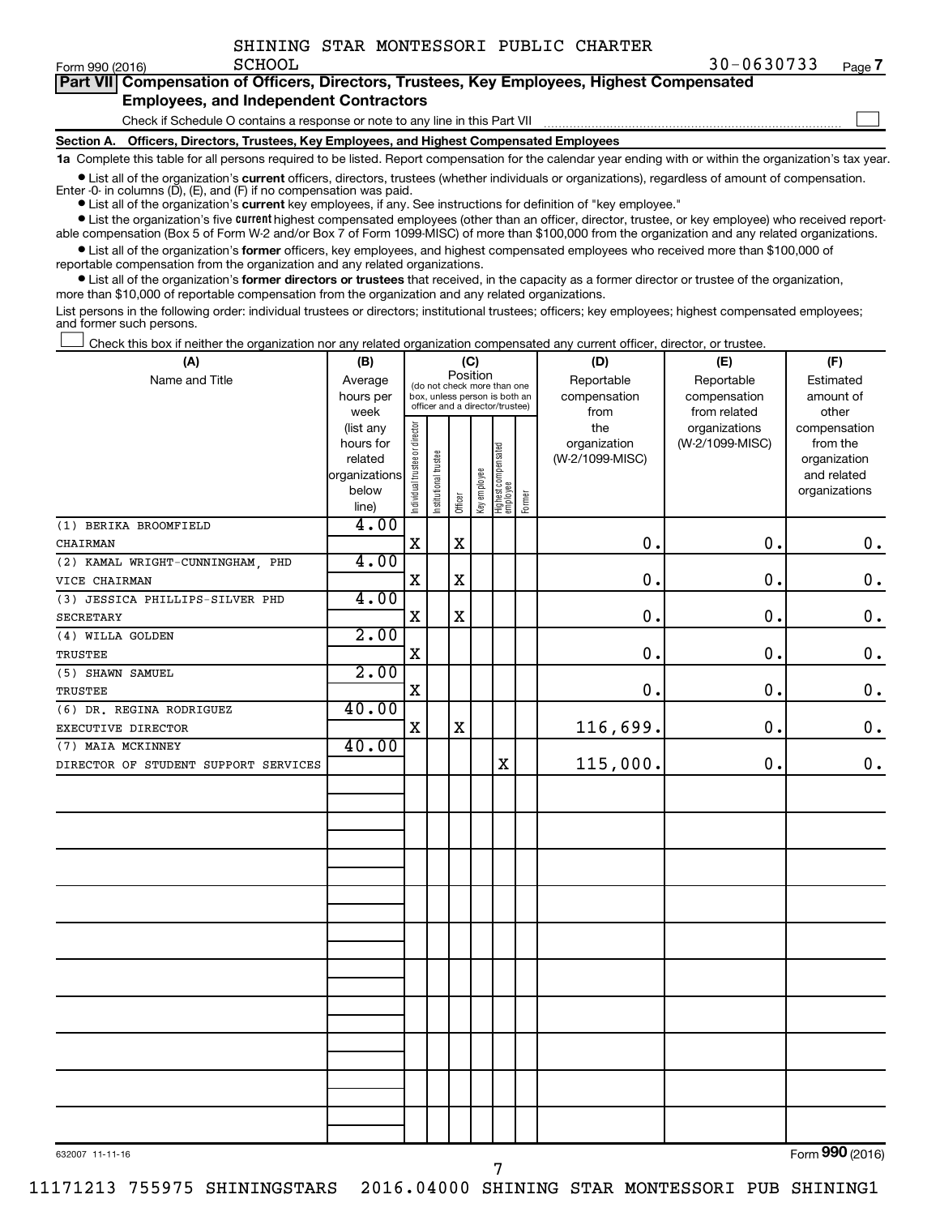SHINING STAR MONTESSORI PUBLIC CHARTER SCHOOL

Form 990 (2016) 30-0630733 Page 7

**Part VII Compensation of Officers, Directors, Trustees, Key Employees, Highest Compensated Employees, and Independent Contractors**

Check if Schedule O contains a response or note to any line in this Part VII ☐

**Section A. Officers, Directors, Trustees, Key Employees, and Highest Compensated Employees**

**1a** Complete this table for all persons required to be listed. Report compensation for the calendar year ending with or within the organization's tax year.

- List all of the organization's **current** officers, directors, trustees (whether individuals or organizations), regardless of amount of compensation. Enter -0- in columns (D), (E), and (F) if no compensation was paid.
- List all of the organization's **current** key employees, if any. See instructions for definition of "key employee."
- List the organization's five **current** highest compensated employees (other than an officer, director, trustee, or key employee) who received reportable compensation (Box 5 of Form W-2 and/or Box 7 of Form 1099-MISC) of more than $100,000 from the organization and any related organizations.
- List all of the organization's **former** officers, key employees, and highest compensated employees who received more than $100,000 of reportable compensation from the organization and any related organizations.
- List all of the organization's **former directors or trustees** that received, in the capacity as a former director or trustee of the organization, more than $10,000 of reportable compensation from the organization and any related organizations.

List persons in the following order: individual trustees or directors; institutional trustees; officers; key employees; highest compensated employees; and former such persons.

☐ Check this box if neither the organization nor any related organization compensated any current officer, director, or trustee.

| (A) Name and Title | (B) Average hours per week (list any hours for related organizations below line) | (C) Position: Individual trustee or director | Institutional trustee | Officer | Key employee | Highest compensated employee | Former | (D) Reportable compensation from the organization (W-2/1099-MISC) | (E) Reportable compensation from related organizations (W-2/1099-MISC) | (F) Estimated amount of other compensation from the organization and related organizations |
|---|---|---|---|---|---|---|---|---|---|---|
| (1) BERIKA BROOMFIELD<br>CHAIRMAN | 4.00 | X | | X | | | | 0. | 0. | 0. |
| (2) KAMAL WRIGHT-CUNNINGHAM, PHD<br>VICE CHAIRMAN | 4.00 | X | | X | | | | 0. | 0. | 0. |
| (3) JESSICA PHILLIPS-SILVER PHD<br>SECRETARY | 4.00 | X | | X | | | | 0. | 0. | 0. |
| (4) WILLA GOLDEN<br>TRUSTEE | 2.00 | X | | | | | | 0. | 0. | 0. |
| (5) SHAWN SAMUEL<br>TRUSTEE | 2.00 | X | | | | | | 0. | 0. | 0. |
| (6) DR. REGINA RODRIGUEZ<br>EXECUTIVE DIRECTOR | 40.00 | X | | X | | | | 116,699. | 0. | 0. |
| (7) MAIA MCKINNEY<br>DIRECTOR OF STUDENT SUPPORT SERVICES | 40.00 | | | | | X | | 115,000. | 0. | 0. |

632007 11-11-16 Form **990** (2016)

11171213 755975 SHININGSTARS 2016.04000 SHINING STAR MONTESSORI PUB SHINING1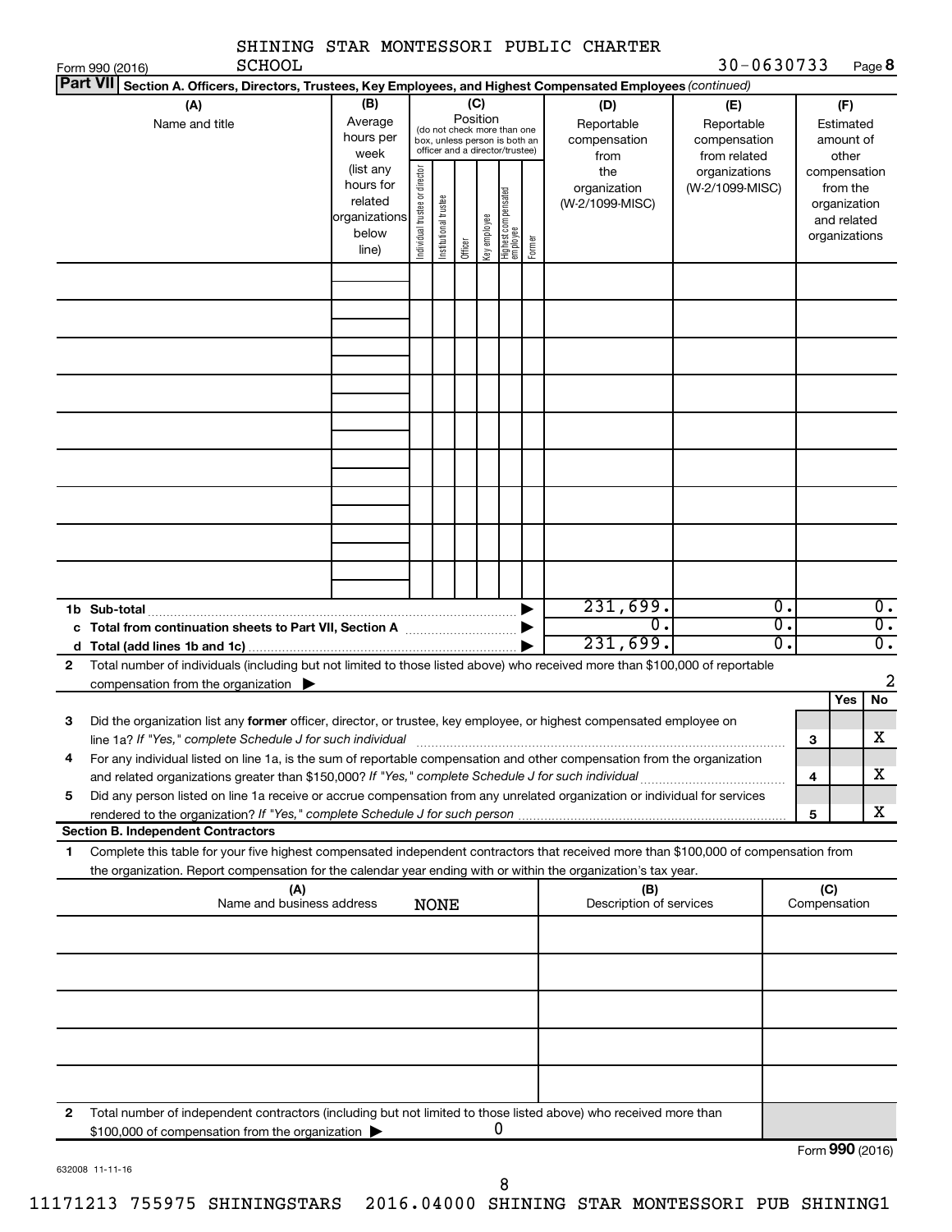SHINING STAR MONTESSORI PUBLIC CHARTER SCHOOL 30-0630733

Form 990 (2016) Page **8**

**Part VII** Section A. Officers, Directors, Trustees, Key Employees, and Highest Compensated Employees *(continued)*

| (A) Name and title | (B) Average hours per week (list any hours for related organizations below line) | (C) Position (do not check more than one box, unless person is both an officer and a director/trustee): Individual trustee or director | Institutional trustee | Officer | Key employee | Highest compensated employee | Former | (D) Reportable compensation from the organization (W-2/1099-MISC) | (E) Reportable compensation from related organizations (W-2/1099-MISC) | (F) Estimated amount of other compensation from the organization and related organizations |
|---|---|---|---|---|---|---|---|---|---|---|
| | | | | | | | | | | |
| | | | | | | | | | | |
| | | | | | | | | | | |
| | | | | | | | | | | |
| | | | | | | | | | | |
| | | | | | | | | | | |
| | | | | | | | | | | |
| | | | | | | | | | | |
| | | | | | | | | | | |
| **1b Sub-total** | | | | | | | ▶ | 231,699. | 0. | 0. |
| **c Total from continuation sheets to Part VII, Section A** | | | | | | | ▶ | 0. | 0. | 0. |
| **d Total (add lines 1b and 1c)** | | | | | | | ▶ | 231,699. | 0. | 0. |

**2** Total number of individuals (including but not limited to those listed above) who received more than $100,000 of reportable compensation from the organization ▶ 2

| | | | Yes | No |
|---|---|---|---|---|
| **3** | Did the organization list any **former** officer, director, or trustee, key employee, or highest compensated employee on line 1a? *If "Yes," complete Schedule J for such individual* | 3 | | X |
| **4** | For any individual listed on line 1a, is the sum of reportable compensation and other compensation from the organization and related organizations greater than $150,000? *If "Yes," complete Schedule J for such individual* | 4 | | X |
| **5** | Did any person listed on line 1a receive or accrue compensation from any unrelated organization or individual for services rendered to the organization? *If "Yes," complete Schedule J for such person* | 5 | | X |

**Section B. Independent Contractors**

**1** Complete this table for your five highest compensated independent contractors that received more than $100,000 of compensation from the organization. Report compensation for the calendar year ending with or within the organization's tax year.

| (A) Name and business address | (B) Description of services | (C) Compensation |
|---|---|---|
| NONE | | |
| | | |
| | | |
| | | |
| | | |
| | | |

**2** Total number of independent contractors (including but not limited to those listed above) who received more than $100,000 of compensation from the organization ▶ 0

Form **990** (2016)

632008 11-11-16

11171213 755975 SHININGSTARS 2016.04000 SHINING STAR MONTESSORI PUB SHINING1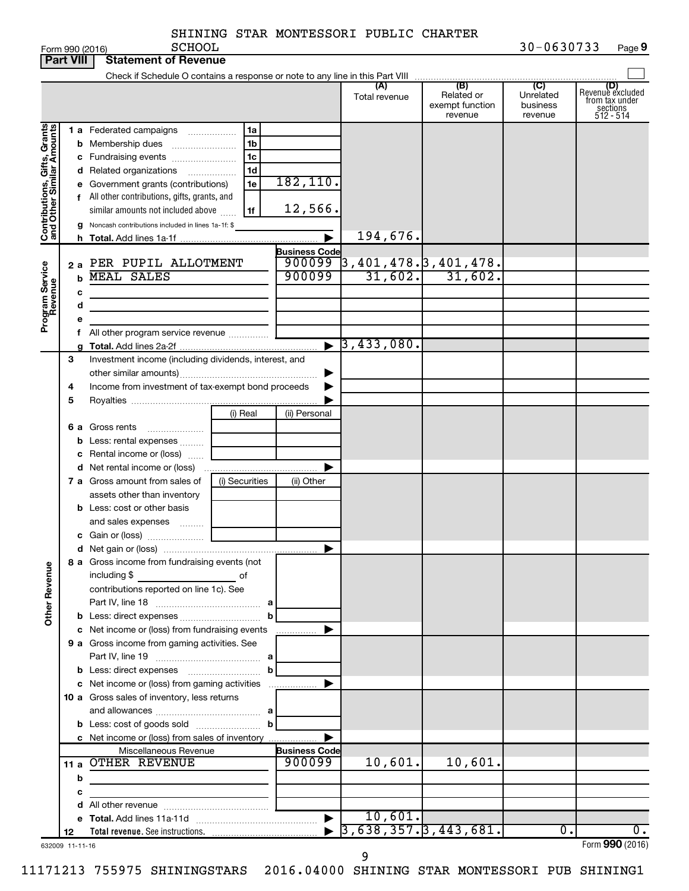SHINING STAR MONTESSORI PUBLIC CHARTER SCHOOL

Form 990 (2016) 30-0630733 Page 9

## Part VIII Statement of Revenue

Check if Schedule O contains a response or note to any line in this Part VIII

| | | | | (A) Total revenue | (B) Related or exempt function revenue | (C) Unrelated business revenue | (D) Revenue excluded from tax under sections 512 - 514 |
|---|---|---|---|---|---|---|---|
| **Contributions, Gifts, Grants and Other Similar Amounts** | 1 a Federated campaigns | 1a | | | | | |
| | b Membership dues | 1b | | | | | |
| | c Fundraising events | 1c | | | | | |
| | d Related organizations | 1d | | | | | |
| | e Government grants (contributions) | 1e | 182,110. | | | | |
| | f All other contributions, gifts, grants, and similar amounts not included above | 1f | 12,566. | | | | |
| | g Noncash contributions included in lines 1a-1f: $ | | | | | | |
| | h Total. Add lines 1a-1f | | ▶ | 194,676. | | | |
| **Program Service Revenue** | | | Business Code | | | | |
| | 2 a PER PUPIL ALLOTMENT | | 900099 | 3,401,478. | 3,401,478. | | |
| | b MEAL SALES | | 900099 | 31,602. | 31,602. | | |
| | c | | | | | | |
| | d | | | | | | |
| | e | | | | | | |
| | f All other program service revenue | | | | | | |
| | g Total. Add lines 2a-2f | | ▶ | 3,433,080. | | | |
| **Other Revenue** | 3 Investment income (including dividends, interest, and other similar amounts) | | ▶ | | | | |
| | 4 Income from investment of tax-exempt bond proceeds | | ▶ | | | | |
| | 5 Royalties | | ▶ | | | | |
| | | (i) Real | (ii) Personal | | | | |
| | 6 a Gross rents | | | | | | |
| | b Less: rental expenses | | | | | | |
| | c Rental income or (loss) | | | | | | |
| | d Net rental income or (loss) | | ▶ | | | | |
| | | (i) Securities | (ii) Other | | | | |
| | 7 a Gross amount from sales of assets other than inventory | | | | | | |
| | b Less: cost or other basis and sales expenses | | | | | | |
| | c Gain or (loss) | | | | | | |
| | d Net gain or (loss) | | ▶ | | | | |
| | 8 a Gross income from fundraising events (not including $ of contributions reported on line 1c). See Part IV, line 18 | a | | | | | |
| | b Less: direct expenses | b | | | | | |
| | c Net income or (loss) from fundraising events | | ▶ | | | | |
| | 9 a Gross income from gaming activities. See Part IV, line 19 | a | | | | | |
| | b Less: direct expenses | b | | | | | |
| | c Net income or (loss) from gaming activities | | ▶ | | | | |
| | 10 a Gross sales of inventory, less returns and allowances | a | | | | | |
| | b Less: cost of goods sold | b | | | | | |
| | c Net income or (loss) from sales of inventory | | ▶ | | | | |
| | Miscellaneous Revenue | | Business Code | | | | |
| | 11 a OTHER REVENUE | | 900099 | 10,601. | 10,601. | | |
| | b | | | | | | |
| | c | | | | | | |
| | d All other revenue | | | | | | |
| | e Total. Add lines 11a-11d | | ▶ | 10,601. | | | |
| | 12 Total revenue. See instructions. | | ▶ | 3,638,357. | 3,443,681. | 0. | 0. |

632009 11-11-16

Form 990 (2016)

11171213 755975 SHININGSTARS 2016.04000 SHINING STAR MONTESSORI PUB SHINING1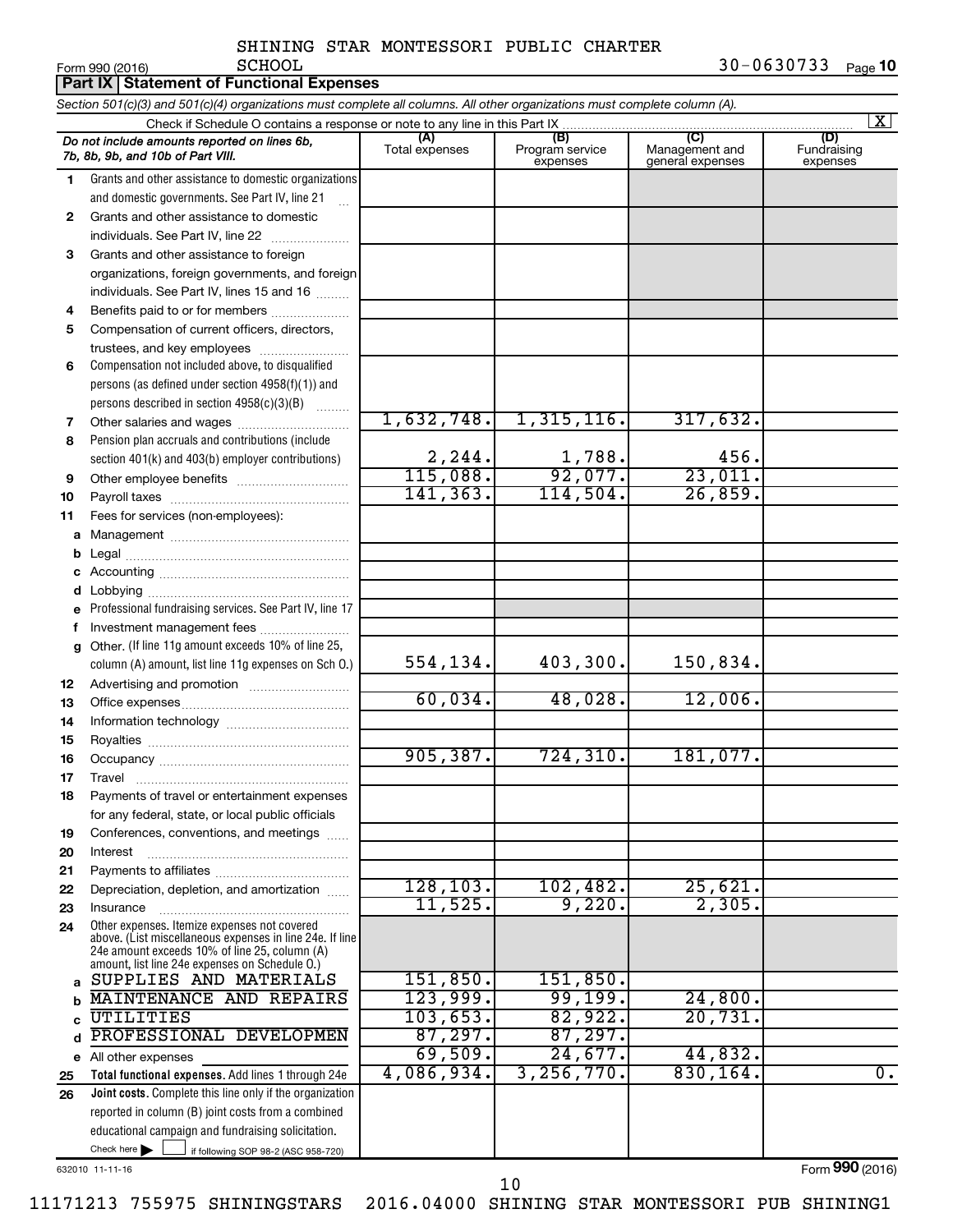SHINING STAR MONTESSORI PUBLIC CHARTER SCHOOL

Form 990 (2016) 30-0630733 Page **10**

**Part IX | Statement of Functional Expenses**

*Section 501(c)(3) and 501(c)(4) organizations must complete all columns. All other organizations must complete column (A).*

Check if Schedule O contains a response or note to any line in this Part IX [X]

| | *Do not include amounts reported on lines 6b, 7b, 8b, 9b, and 10b of Part VIII.* | (A) Total expenses | (B) Program service expenses | (C) Management and general expenses | (D) Fundraising expenses |
|---|---|---|---|---|---|
| 1 | Grants and other assistance to domestic organizations and domestic governments. See Part IV, line 21 | | | | |
| 2 | Grants and other assistance to domestic individuals. See Part IV, line 22 | | | | |
| 3 | Grants and other assistance to foreign organizations, foreign governments, and foreign individuals. See Part IV, lines 15 and 16 | | | | |
| 4 | Benefits paid to or for members | | | | |
| 5 | Compensation of current officers, directors, trustees, and key employees | | | | |
| 6 | Compensation not included above, to disqualified persons (as defined under section 4958(f)(1)) and persons described in section 4958(c)(3)(B) | | | | |
| 7 | Other salaries and wages | 1,632,748. | 1,315,116. | 317,632. | |
| 8 | Pension plan accruals and contributions (include section 401(k) and 403(b) employer contributions) | 2,244. | 1,788. | 456. | |
| 9 | Other employee benefits | 115,088. | 92,077. | 23,011. | |
| 10 | Payroll taxes | 141,363. | 114,504. | 26,859. | |
| 11 | Fees for services (non-employees): | | | | |
| a | Management | | | | |
| b | Legal | | | | |
| c | Accounting | | | | |
| d | Lobbying | | | | |
| e | Professional fundraising services. See Part IV, line 17 | | | | |
| f | Investment management fees | | | | |
| g | Other. (If line 11g amount exceeds 10% of line 25, column (A) amount, list line 11g expenses on Sch O.) | 554,134. | 403,300. | 150,834. | |
| 12 | Advertising and promotion | | | | |
| 13 | Office expenses | 60,034. | 48,028. | 12,006. | |
| 14 | Information technology | | | | |
| 15 | Royalties | | | | |
| 16 | Occupancy | 905,387. | 724,310. | 181,077. | |
| 17 | Travel | | | | |
| 18 | Payments of travel or entertainment expenses for any federal, state, or local public officials | | | | |
| 19 | Conferences, conventions, and meetings | | | | |
| 20 | Interest | | | | |
| 21 | Payments to affiliates | | | | |
| 22 | Depreciation, depletion, and amortization | 128,103. | 102,482. | 25,621. | |
| 23 | Insurance | 11,525. | 9,220. | 2,305. | |
| 24 | Other expenses. Itemize expenses not covered above. (List miscellaneous expenses in line 24e. If line 24e amount exceeds 10% of line 25, column (A) amount, list line 24e expenses on Schedule O.) | | | | |
| a | SUPPLIES AND MATERIALS | 151,850. | 151,850. | | |
| b | MAINTENANCE AND REPAIRS | 123,999. | 99,199. | 24,800. | |
| c | UTILITIES | 103,653. | 82,922. | 20,731. | |
| d | PROFESSIONAL DEVELOPMEN | 87,297. | 87,297. | | |
| e | All other expenses | 69,509. | 24,677. | 44,832. | |
| 25 | **Total functional expenses.** Add lines 1 through 24e | 4,086,934. | 3,256,770. | 830,164. | 0. |
| 26 | **Joint costs.** Complete this line only if the organization reported in column (B) joint costs from a combined educational campaign and fundraising solicitation. Check here [ ] if following SOP 98-2 (ASC 958-720) | | | | |

632010 11-11-16 Form **990** (2016)

11171213 755975 SHININGSTARS 2016.04000 SHINING STAR MONTESSORI PUB SHINING1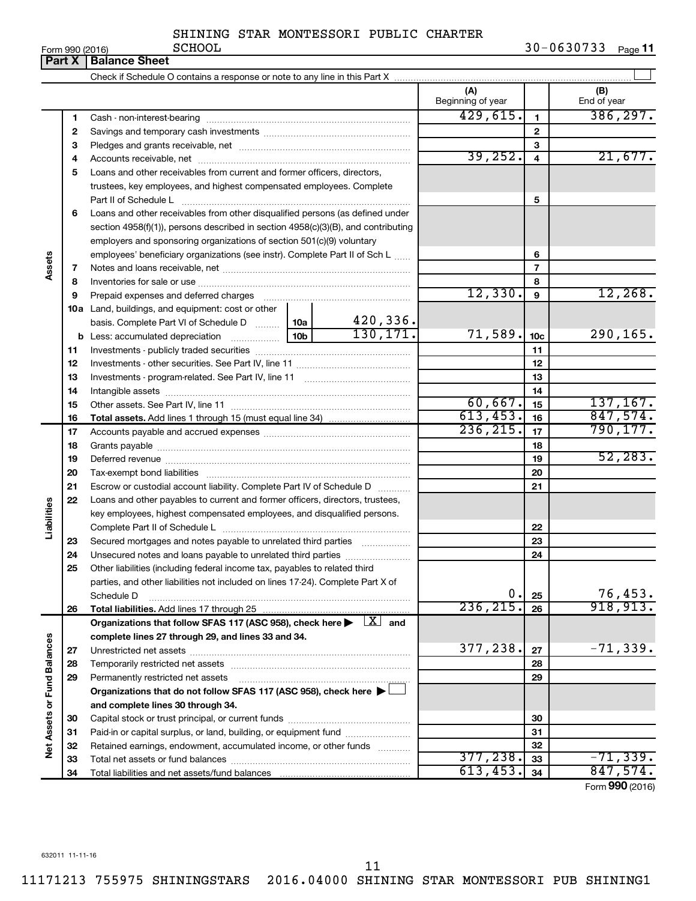SHINING STAR MONTESSORI PUBLIC CHARTER SCHOOL

Form 990 (2016) 30-0630733 Page 11

## Part X | Balance Sheet

Check if Schedule O contains a response or note to any line in this Part X

| | | | | (A) Beginning of year | | (B) End of year |
|---|---|---|---|---|---|---|
| Assets | 1 | Cash - non-interest-bearing | | 429,615. | 1 | 386,297. |
| | 2 | Savings and temporary cash investments | | | 2 | |
| | 3 | Pledges and grants receivable, net | | | 3 | |
| | 4 | Accounts receivable, net | | 39,252. | 4 | 21,677. |
| | 5 | Loans and other receivables from current and former officers, directors, trustees, key employees, and highest compensated employees. Complete Part II of Schedule L | | | 5 | |
| | 6 | Loans and other receivables from other disqualified persons (as defined under section 4958(f)(1)), persons described in section 4958(c)(3)(B), and contributing employers and sponsoring organizations of section 501(c)(9) voluntary employees' beneficiary organizations (see instr). Complete Part II of Sch L | | | 6 | |
| | 7 | Notes and loans receivable, net | | | 7 | |
| | 8 | Inventories for sale or use | | | 8 | |
| | 9 | Prepaid expenses and deferred charges | | 12,330. | 9 | 12,268. |
| | 10a | Land, buildings, and equipment: cost or other basis. Complete Part VI of Schedule D | 10a 420,336. | | | |
| | b | Less: accumulated depreciation | 10b 130,171. | 71,589. | 10c | 290,165. |
| | 11 | Investments - publicly traded securities | | | 11 | |
| | 12 | Investments - other securities. See Part IV, line 11 | | | 12 | |
| | 13 | Investments - program-related. See Part IV, line 11 | | | 13 | |
| | 14 | Intangible assets | | | 14 | |
| | 15 | Other assets. See Part IV, line 11 | | 60,667. | 15 | 137,167. |
| | 16 | **Total assets.** Add lines 1 through 15 (must equal line 34) | | 613,453. | 16 | 847,574. |
| Liabilities | 17 | Accounts payable and accrued expenses | | 236,215. | 17 | 790,177. |
| | 18 | Grants payable | | | 18 | |
| | 19 | Deferred revenue | | | 19 | 52,283. |
| | 20 | Tax-exempt bond liabilities | | | 20 | |
| | 21 | Escrow or custodial account liability. Complete Part IV of Schedule D | | | 21 | |
| | 22 | Loans and other payables to current and former officers, directors, trustees, key employees, highest compensated employees, and disqualified persons. Complete Part II of Schedule L | | | 22 | |
| | 23 | Secured mortgages and notes payable to unrelated third parties | | | 23 | |
| | 24 | Unsecured notes and loans payable to unrelated third parties | | | 24 | |
| | 25 | Other liabilities (including federal income tax, payables to related third parties, and other liabilities not included on lines 17-24). Complete Part X of Schedule D | | 0. | 25 | 76,453. |
| | 26 | **Total liabilities.** Add lines 17 through 25 | | 236,215. | 26 | 918,913. |
| Net Assets or Fund Balances | | **Organizations that follow SFAS 117 (ASC 958), check here ▶ [X] and complete lines 27 through 29, and lines 33 and 34.** | | | | |
| | 27 | Unrestricted net assets | | 377,238. | 27 | -71,339. |
| | 28 | Temporarily restricted net assets | | | 28 | |
| | 29 | Permanently restricted net assets | | | 29 | |
| | | **Organizations that do not follow SFAS 117 (ASC 958), check here ▶ [ ] and complete lines 30 through 34.** | | | | |
| | 30 | Capital stock or trust principal, or current funds | | | 30 | |
| | 31 | Paid-in or capital surplus, or land, building, or equipment fund | | | 31 | |
| | 32 | Retained earnings, endowment, accumulated income, or other funds | | | 32 | |
| | 33 | Total net assets or fund balances | | 377,238. | 33 | -71,339. |
| | 34 | Total liabilities and net assets/fund balances | | 613,453. | 34 | 847,574. |

Form **990** (2016)

632011 11-11-16

11171213 755975 SHININGSTARS 2016.04000 SHINING STAR MONTESSORI PUB SHINING1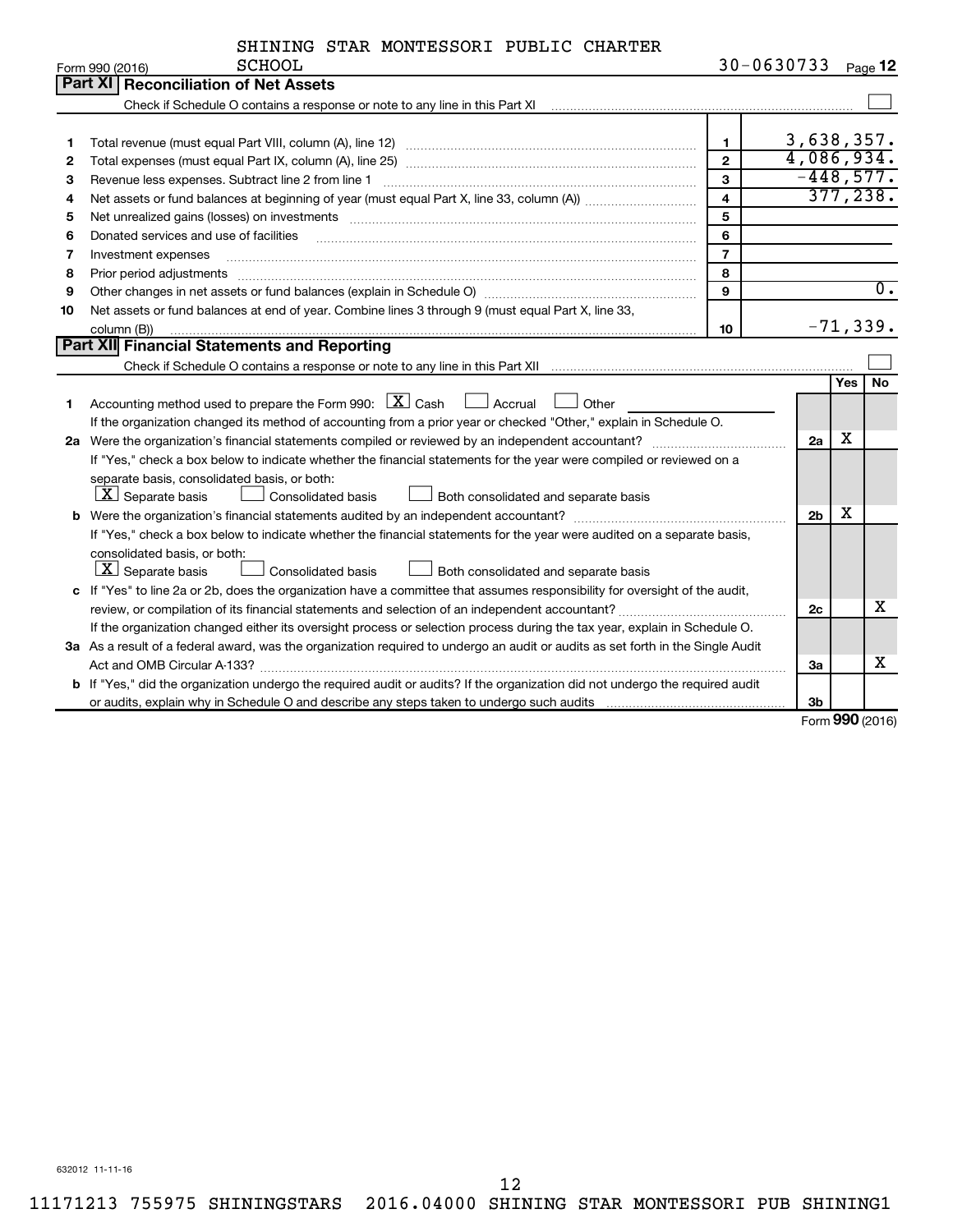SHINING STAR MONTESSORI PUBLIC CHARTER SCHOOL 30-0630733

Form 990 (2016)

## Part XI Reconciliation of Net Assets

Check if Schedule O contains a response or note to any line in this Part XI ☐

| | | | |
|---|---|---|---|
| 1 | Total revenue (must equal Part VIII, column (A), line 12) | 1 | 3,638,357. |
| 2 | Total expenses (must equal Part IX, column (A), line 25) | 2 | 4,086,934. |
| 3 | Revenue less expenses. Subtract line 2 from line 1 | 3 | -448,577. |
| 4 | Net assets or fund balances at beginning of year (must equal Part X, line 33, column (A)) | 4 | 377,238. |
| 5 | Net unrealized gains (losses) on investments | 5 | |
| 6 | Donated services and use of facilities | 6 | |
| 7 | Investment expenses | 7 | |
| 8 | Prior period adjustments | 8 | |
| 9 | Other changes in net assets or fund balances (explain in Schedule O) | 9 | 0. |
| 10 | Net assets or fund balances at end of year. Combine lines 3 through 9 (must equal Part X, line 33, column (B)) | 10 | -71,339. |

## Part XII Financial Statements and Reporting

Check if Schedule O contains a response or note to any line in this Part XII ☐

| | | | Yes | No |
|---|---|---|---|---|
| 1 | Accounting method used to prepare the Form 990: ☒ Cash ☐ Accrual ☐ Other<br>If the organization changed its method of accounting from a prior year or checked "Other," explain in Schedule O. | | | |
| 2a | Were the organization's financial statements compiled or reviewed by an independent accountant?<br>If "Yes," check a box below to indicate whether the financial statements for the year were compiled or reviewed on a separate basis, consolidated basis, or both:<br>☒ Separate basis ☐ Consolidated basis ☐ Both consolidated and separate basis | 2a | X | |
| b | Were the organization's financial statements audited by an independent accountant?<br>If "Yes," check a box below to indicate whether the financial statements for the year were audited on a separate basis, consolidated basis, or both:<br>☒ Separate basis ☐ Consolidated basis ☐ Both consolidated and separate basis | 2b | X | |
| c | If "Yes" to line 2a or 2b, does the organization have a committee that assumes responsibility for oversight of the audit, review, or compilation of its financial statements and selection of an independent accountant?<br>If the organization changed either its oversight process or selection process during the tax year, explain in Schedule O. | 2c | | X |
| 3a | As a result of a federal award, was the organization required to undergo an audit or audits as set forth in the Single Audit Act and OMB Circular A-133? | 3a | | X |
| b | If "Yes," did the organization undergo the required audit or audits? If the organization did not undergo the required audit or audits, explain why in Schedule O and describe any steps taken to undergo such audits | 3b | | |

Form 990 (2016)

632012 11-11-16

11171213 755975 SHININGSTARS 2016.04000 SHINING STAR MONTESSORI PUB SHINING1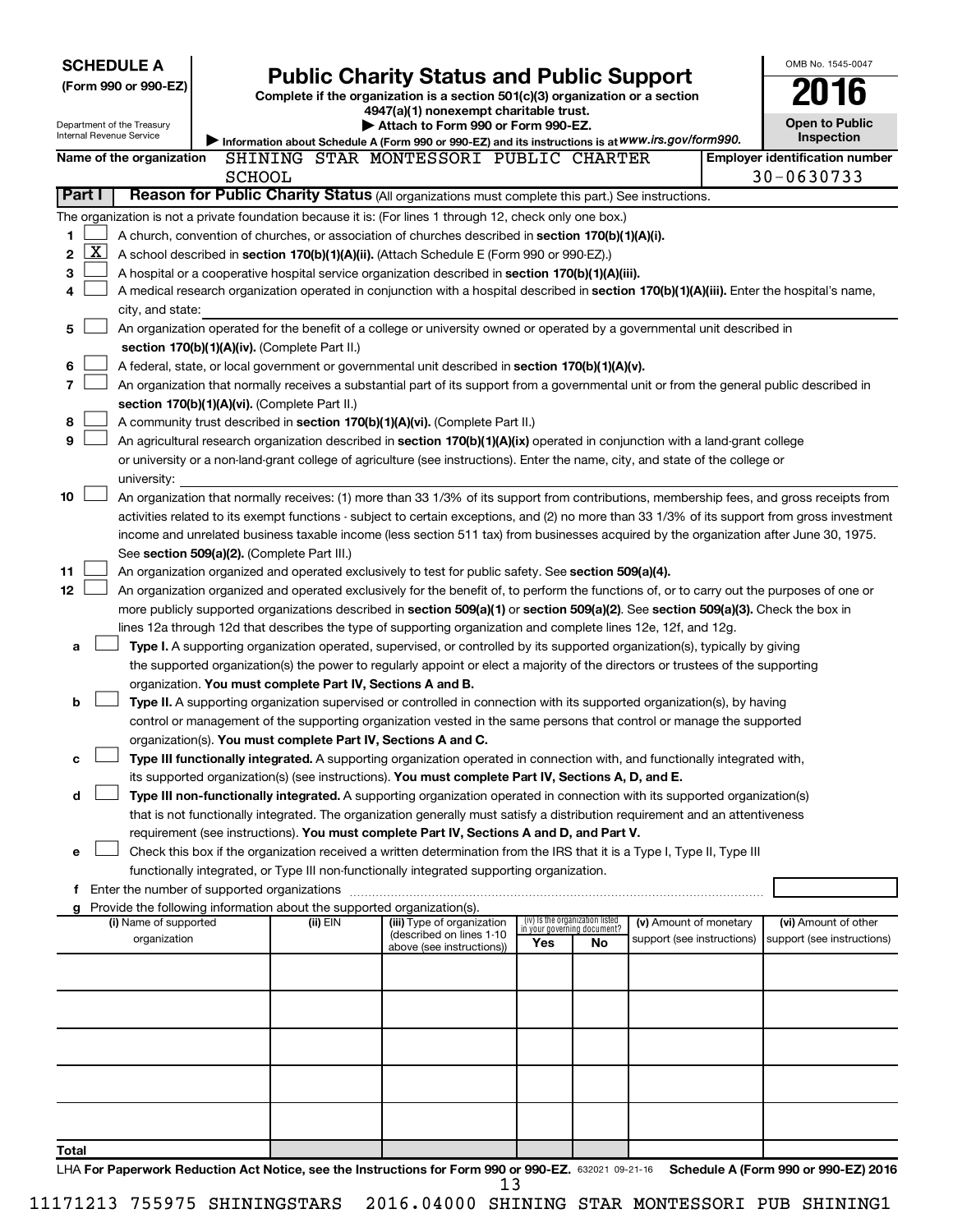**SCHEDULE A**
**(Form 990 or 990-EZ)**

Department of the Treasury
Internal Revenue Service

# Public Charity Status and Public Support

**Complete if the organization is a section 501(c)(3) organization or a section 4947(a)(1) nonexempt charitable trust.**
**▶ Attach to Form 990 or Form 990-EZ.**
**▶ Information about Schedule A (Form 990 or 990-EZ) and its instructions is at** *www.irs.gov/form990.*

OMB No. 1545-0047
**2016**
**Open to Public Inspection**

**Name of the organization** SHINING STAR MONTESSORI PUBLIC CHARTER SCHOOL

**Employer identification number** 30-0630733

**Part I** **Reason for Public Charity Status** (All organizations must complete this part.) See instructions.

The organization is not a private foundation because it is: (For lines 1 through 12, check only one box.)

1 ☐ A church, convention of churches, or association of churches described in **section 170(b)(1)(A)(i).**

2 ☒ A school described in **section 170(b)(1)(A)(ii).** (Attach Schedule E (Form 990 or 990-EZ).)

3 ☐ A hospital or a cooperative hospital service organization described in **section 170(b)(1)(A)(iii).**

4 ☐ A medical research organization operated in conjunction with a hospital described in **section 170(b)(1)(A)(iii).** Enter the hospital's name, city, and state:

5 ☐ An organization operated for the benefit of a college or university owned or operated by a governmental unit described in **section 170(b)(1)(A)(iv).** (Complete Part II.)

6 ☐ A federal, state, or local government or governmental unit described in **section 170(b)(1)(A)(v).**

7 ☐ An organization that normally receives a substantial part of its support from a governmental unit or from the general public described in **section 170(b)(1)(A)(vi).** (Complete Part II.)

8 ☐ A community trust described in **section 170(b)(1)(A)(vi).** (Complete Part II.)

9 ☐ An agricultural research organization described in **section 170(b)(1)(A)(ix)** operated in conjunction with a land-grant college or university or a non-land-grant college of agriculture (see instructions). Enter the name, city, and state of the college or university:

10 ☐ An organization that normally receives: (1) more than 33 1/3% of its support from contributions, membership fees, and gross receipts from activities related to its exempt functions - subject to certain exceptions, and (2) no more than 33 1/3% of its support from gross investment income and unrelated business taxable income (less section 511 tax) from businesses acquired by the organization after June 30, 1975. See **section 509(a)(2).** (Complete Part III.)

11 ☐ An organization organized and operated exclusively to test for public safety. See **section 509(a)(4).**

12 ☐ An organization organized and operated exclusively for the benefit of, to perform the functions of, or to carry out the purposes of one or more publicly supported organizations described in **section 509(a)(1)** or **section 509(a)(2)**. See **section 509(a)(3).** Check the box in lines 12a through 12d that describes the type of supporting organization and complete lines 12e, 12f, and 12g.

a ☐ **Type I.** A supporting organization operated, supervised, or controlled by its supported organization(s), typically by giving the supported organization(s) the power to regularly appoint or elect a majority of the directors or trustees of the supporting organization. **You must complete Part IV, Sections A and B.**

b ☐ **Type II.** A supporting organization supervised or controlled in connection with its supported organization(s), by having control or management of the supporting organization vested in the same persons that control or manage the supported organization(s). **You must complete Part IV, Sections A and C.**

c ☐ **Type III functionally integrated.** A supporting organization operated in connection with, and functionally integrated with, its supported organization(s) (see instructions). **You must complete Part IV, Sections A, D, and E.**

d ☐ **Type III non-functionally integrated.** A supporting organization operated in connection with its supported organization(s) that is not functionally integrated. The organization generally must satisfy a distribution requirement and an attentiveness requirement (see instructions). **You must complete Part IV, Sections A and D, and Part V.**

e ☐ Check this box if the organization received a written determination from the IRS that it is a Type I, Type II, Type III functionally integrated, or Type III non-functionally integrated supporting organization.

f Enter the number of supported organizations

g Provide the following information about the supported organization(s).

| (i) Name of supported organization | (ii) EIN | (iii) Type of organization (described on lines 1-10 above (see instructions)) | (iv) Is the organization listed in your governing document? Yes | No | (v) Amount of monetary support (see instructions) | (vi) Amount of other support (see instructions) |
|---|---|---|---|---|---|---|
| | | | | | | |
| | | | | | | |
| | | | | | | |
| | | | | | | |
| | | | | | | |
| **Total** | | | | | | |

LHA **For Paperwork Reduction Act Notice, see the Instructions for Form 990 or 990-EZ.** 632021 09-21-16 **Schedule A (Form 990 or 990-EZ) 2016**

11171213 755975 SHININGSTARS 2016.04000 SHINING STAR MONTESSORI PUB SHINING1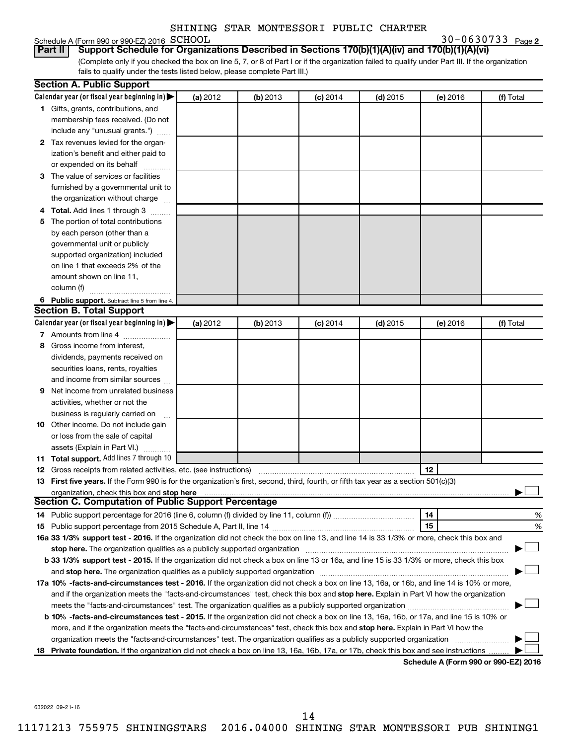SHINING STAR MONTESSORI PUBLIC CHARTER

Schedule A (Form 990 or 990-EZ) 2016 SCHOOL 30-0630733 Page 2

**Part II Support Schedule for Organizations Described in Sections 170(b)(1)(A)(iv) and 170(b)(1)(A)(vi)**

(Complete only if you checked the box on line 5, 7, or 8 of Part I or if the organization failed to qualify under Part III. If the organization fails to qualify under the tests listed below, please complete Part III.)

## Section A. Public Support

| Calendar year (or fiscal year beginning in) ▶ | (a) 2012 | (b) 2013 | (c) 2014 | (d) 2015 | (e) 2016 | (f) Total |
|---|---|---|---|---|---|---|
| **1** Gifts, grants, contributions, and membership fees received. (Do not include any "unusual grants.") | | | | | | |
| **2** Tax revenues levied for the organization's benefit and either paid to or expended on its behalf | | | | | | |
| **3** The value of services or facilities furnished by a governmental unit to the organization without charge | | | | | | |
| **4 Total.** Add lines 1 through 3 | | | | | | |
| **5** The portion of total contributions by each person (other than a governmental unit or publicly supported organization) included on line 1 that exceeds 2% of the amount shown on line 11, column (f) | | | | | | |
| **6 Public support.** Subtract line 5 from line 4. | | | | | | |

## Section B. Total Support

| Calendar year (or fiscal year beginning in) ▶ | (a) 2012 | (b) 2013 | (c) 2014 | (d) 2015 | (e) 2016 | (f) Total |
|---|---|---|---|---|---|---|
| **7** Amounts from line 4 | | | | | | |
| **8** Gross income from interest, dividends, payments received on securities loans, rents, royalties and income from similar sources | | | | | | |
| **9** Net income from unrelated business activities, whether or not the business is regularly carried on | | | | | | |
| **10** Other income. Do not include gain or loss from the sale of capital assets (Explain in Part VI.) | | | | | | |
| **11 Total support.** Add lines 7 through 10 | | | | | | |

**12** Gross receipts from related activities, etc. (see instructions) | **12** |

**13 First five years.** If the Form 990 is for the organization's first, second, third, fourth, or fifth tax year as a section 501(c)(3) organization, check this box and **stop here** ▶ ☐

## Section C. Computation of Public Support Percentage

**14** Public support percentage for 2016 (line 6, column (f) divided by line 11, column (f)) | **14** | %

**15** Public support percentage from 2015 Schedule A, Part II, line 14 | **15** | %

**16a 33 1/3% support test - 2016.** If the organization did not check the box on line 13, and line 14 is 33 1/3% or more, check this box and **stop here.** The organization qualifies as a publicly supported organization ▶ ☐

**b 33 1/3% support test - 2015.** If the organization did not check a box on line 13 or 16a, and line 15 is 33 1/3% or more, check this box and **stop here.** The organization qualifies as a publicly supported organization ▶ ☐

**17a 10% -facts-and-circumstances test - 2016.** If the organization did not check a box on line 13, 16a, or 16b, and line 14 is 10% or more, and if the organization meets the "facts-and-circumstances" test, check this box and **stop here.** Explain in Part VI how the organization meets the "facts-and-circumstances" test. The organization qualifies as a publicly supported organization ▶ ☐

**b 10% -facts-and-circumstances test - 2015.** If the organization did not check a box on line 13, 16a, 16b, or 17a, and line 15 is 10% or more, and if the organization meets the "facts-and-circumstances" test, check this box and **stop here.** Explain in Part VI how the organization meets the "facts-and-circumstances" test. The organization qualifies as a publicly supported organization ▶ ☐

**18 Private foundation.** If the organization did not check a box on line 13, 16a, 16b, 17a, or 17b, check this box and see instructions ▶ ☐

**Schedule A (Form 990 or 990-EZ) 2016**

632022 09-21-16

11171213 755975 SHININGSTARS 2016.04000 SHINING STAR MONTESSORI PUB SHINING1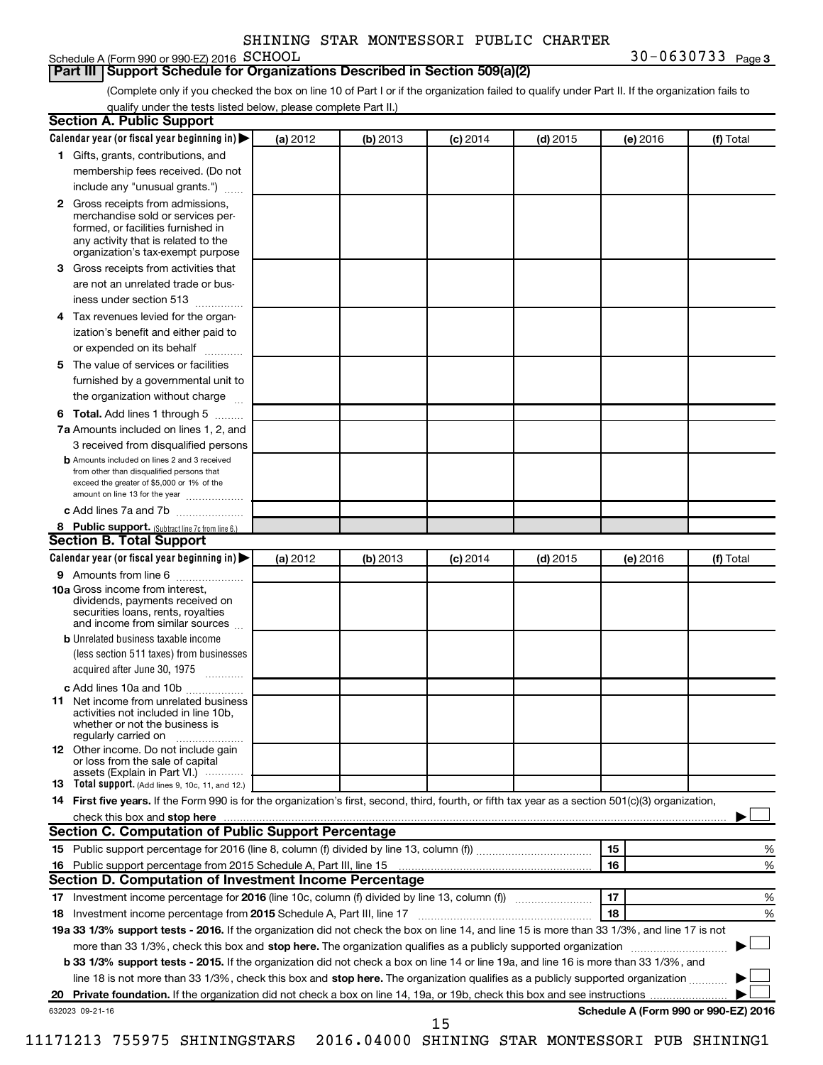SHINING STAR MONTESSORI PUBLIC CHARTER

Schedule A (Form 990 or 990-EZ) 2016 SCHOOL 30-0630733 Page 3

## Part III Support Schedule for Organizations Described in Section 509(a)(2)

(Complete only if you checked the box on line 10 of Part I or if the organization failed to qualify under Part II. If the organization fails to qualify under the tests listed below, please complete Part II.)

### Section A. Public Support

| Calendar year (or fiscal year beginning in) ▶ | (a) 2012 | (b) 2013 | (c) 2014 | (d) 2015 | (e) 2016 | (f) Total |
|---|---|---|---|---|---|---|
| 1 Gifts, grants, contributions, and membership fees received. (Do not include any "unusual grants.") | | | | | | |
| 2 Gross receipts from admissions, merchandise sold or services performed, or facilities furnished in any activity that is related to the organization's tax-exempt purpose | | | | | | |
| 3 Gross receipts from activities that are not an unrelated trade or business under section 513 | | | | | | |
| 4 Tax revenues levied for the organization's benefit and either paid to or expended on its behalf | | | | | | |
| 5 The value of services or facilities furnished by a governmental unit to the organization without charge | | | | | | |
| 6 Total. Add lines 1 through 5 | | | | | | |
| 7a Amounts included on lines 1, 2, and 3 received from disqualified persons | | | | | | |
| b Amounts included on lines 2 and 3 received from other than disqualified persons that exceed the greater of $5,000 or 1% of the amount on line 13 for the year | | | | | | |
| c Add lines 7a and 7b | | | | | | |
| 8 Public support. (Subtract line 7c from line 6.) | | | | | | |

### Section B. Total Support

| Calendar year (or fiscal year beginning in) ▶ | (a) 2012 | (b) 2013 | (c) 2014 | (d) 2015 | (e) 2016 | (f) Total |
|---|---|---|---|---|---|---|
| 9 Amounts from line 6 | | | | | | |
| 10a Gross income from interest, dividends, payments received on securities loans, rents, royalties and income from similar sources | | | | | | |
| b Unrelated business taxable income (less section 511 taxes) from businesses acquired after June 30, 1975 | | | | | | |
| c Add lines 10a and 10b | | | | | | |
| 11 Net income from unrelated business activities not included in line 10b, whether or not the business is regularly carried on | | | | | | |
| 12 Other income. Do not include gain or loss from the sale of capital assets (Explain in Part VI.) | | | | | | |
| 13 Total support. (Add lines 9, 10c, 11, and 12.) | | | | | | |

14 **First five years.** If the Form 990 is for the organization's first, second, third, fourth, or fifth tax year as a section 501(c)(3) organization, check this box and **stop here** ▶ ☐

### Section C. Computation of Public Support Percentage

| | | | |
|---|---|---|---|
| 15 | Public support percentage for 2016 (line 8, column (f) divided by line 13, column (f)) | 15 | % |
| 16 | Public support percentage from 2015 Schedule A, Part III, line 15 | 16 | % |

### Section D. Computation of Investment Income Percentage

| | | | |
|---|---|---|---|
| 17 | Investment income percentage for **2016** (line 10c, column (f) divided by line 13, column (f)) | 17 | % |
| 18 | Investment income percentage from **2015** Schedule A, Part III, line 17 | 18 | % |

**19a 33 1/3% support tests - 2016.** If the organization did not check the box on line 14, and line 15 is more than 33 1/3%, and line 17 is not more than 33 1/3%, check this box and **stop here.** The organization qualifies as a publicly supported organization ▶ ☐

**b 33 1/3% support tests - 2015.** If the organization did not check a box on line 14 or line 19a, and line 16 is more than 33 1/3%, and line 18 is not more than 33 1/3%, check this box and **stop here.** The organization qualifies as a publicly supported organization ▶ ☐

**20 Private foundation.** If the organization did not check a box on line 14, 19a, or 19b, check this box and see instructions ▶ ☐

632023 09-21-16 **Schedule A (Form 990 or 990-EZ) 2016**

11171213 755975 SHININGSTARS 2016.04000 SHINING STAR MONTESSORI PUB SHINING1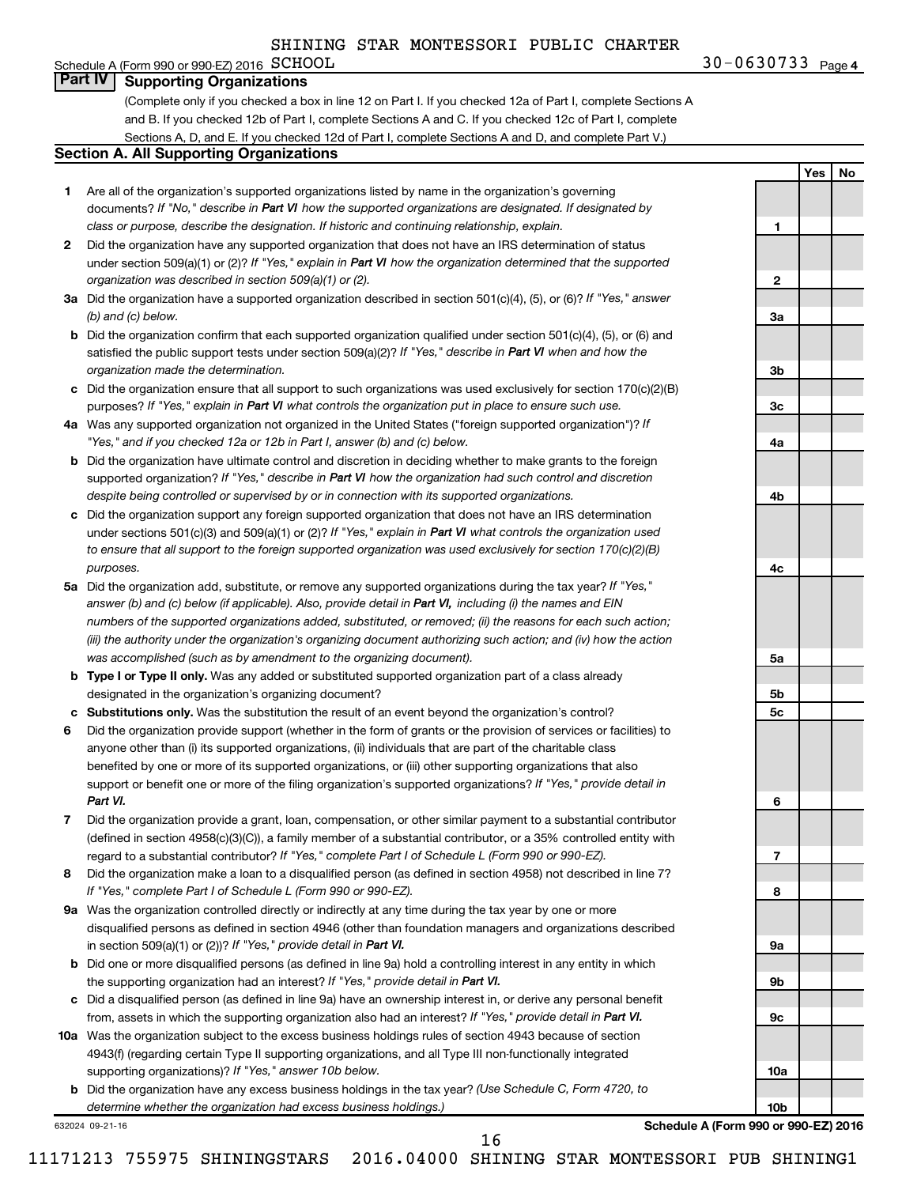SHINING STAR MONTESSORI PUBLIC CHARTER SCHOOL

Schedule A (Form 990 or 990-EZ) 2016 30-0630733 Page 4

## Part IV Supporting Organizations

(Complete only if you checked a box in line 12 on Part I. If you checked 12a of Part I, complete Sections A and B. If you checked 12b of Part I, complete Sections A and C. If you checked 12c of Part I, complete Sections A, D, and E. If you checked 12d of Part I, complete Sections A and D, and complete Part V.)

### Section A. All Supporting Organizations

| | | | Yes | No |
|---|---|---|---|---|
| **1** | Are all of the organization's supported organizations listed by name in the organization's governing documents? *If "No," describe in **Part VI** how the supported organizations are designated. If designated by class or purpose, describe the designation. If historic and continuing relationship, explain.* | 1 | | |
| **2** | Did the organization have any supported organization that does not have an IRS determination of status under section 509(a)(1) or (2)? *If "Yes," explain in **Part VI** how the organization determined that the supported organization was described in section 509(a)(1) or (2).* | 2 | | |
| **3a** | Did the organization have a supported organization described in section 501(c)(4), (5), or (6)? *If "Yes," answer (b) and (c) below.* | 3a | | |
| **b** | Did the organization confirm that each supported organization qualified under section 501(c)(4), (5), or (6) and satisfied the public support tests under section 509(a)(2)? *If "Yes," describe in **Part VI** when and how the organization made the determination.* | 3b | | |
| **c** | Did the organization ensure that all support to such organizations was used exclusively for section 170(c)(2)(B) purposes? *If "Yes," explain in **Part VI** what controls the organization put in place to ensure such use.* | 3c | | |
| **4a** | Was any supported organization not organized in the United States ("foreign supported organization")? *If "Yes," and if you checked 12a or 12b in Part I, answer (b) and (c) below.* | 4a | | |
| **b** | Did the organization have ultimate control and discretion in deciding whether to make grants to the foreign supported organization? *If "Yes," describe in **Part VI** how the organization had such control and discretion despite being controlled or supervised by or in connection with its supported organizations.* | 4b | | |
| **c** | Did the organization support any foreign supported organization that does not have an IRS determination under sections 501(c)(3) and 509(a)(1) or (2)? *If "Yes," explain in **Part VI** what controls the organization used to ensure that all support to the foreign supported organization was used exclusively for section 170(c)(2)(B) purposes.* | 4c | | |
| **5a** | Did the organization add, substitute, or remove any supported organizations during the tax year? *If "Yes," answer (b) and (c) below (if applicable). Also, provide detail in **Part VI,** including (i) the names and EIN numbers of the supported organizations added, substituted, or removed; (ii) the reasons for each such action; (iii) the authority under the organization's organizing document authorizing such action; and (iv) how the action was accomplished (such as by amendment to the organizing document).* | 5a | | |
| **b** | **Type I or Type II only.** Was any added or substituted supported organization part of a class already designated in the organization's organizing document? | 5b | | |
| **c** | **Substitutions only.** Was the substitution the result of an event beyond the organization's control? | 5c | | |
| **6** | Did the organization provide support (whether in the form of grants or the provision of services or facilities) to anyone other than (i) its supported organizations, (ii) individuals that are part of the charitable class benefited by one or more of its supported organizations, or (iii) other supporting organizations that also support or benefit one or more of the filing organization's supported organizations? *If "Yes," provide detail in **Part VI.*** | 6 | | |
| **7** | Did the organization provide a grant, loan, compensation, or other similar payment to a substantial contributor (defined in section 4958(c)(3)(C)), a family member of a substantial contributor, or a 35% controlled entity with regard to a substantial contributor? *If "Yes," complete Part I of Schedule L (Form 990 or 990-EZ).* | 7 | | |
| **8** | Did the organization make a loan to a disqualified person (as defined in section 4958) not described in line 7? *If "Yes," complete Part I of Schedule L (Form 990 or 990-EZ).* | 8 | | |
| **9a** | Was the organization controlled directly or indirectly at any time during the tax year by one or more disqualified persons as defined in section 4946 (other than foundation managers and organizations described in section 509(a)(1) or (2))? *If "Yes," provide detail in **Part VI.*** | 9a | | |
| **b** | Did one or more disqualified persons (as defined in line 9a) hold a controlling interest in any entity in which the supporting organization had an interest? *If "Yes," provide detail in **Part VI.*** | 9b | | |
| **c** | Did a disqualified person (as defined in line 9a) have an ownership interest in, or derive any personal benefit from, assets in which the supporting organization also had an interest? *If "Yes," provide detail in **Part VI.*** | 9c | | |
| **10a** | Was the organization subject to the excess business holdings rules of section 4943 because of section 4943(f) (regarding certain Type II supporting organizations, and all Type III non-functionally integrated supporting organizations)? *If "Yes," answer 10b below.* | 10a | | |
| **b** | Did the organization have any excess business holdings in the tax year? *(Use Schedule C, Form 4720, to determine whether the organization had excess business holdings.)* | 10b | | |

632024 09-21-16 **Schedule A (Form 990 or 990-EZ) 2016**

11171213 755975 SHININGSTARS 2016.04000 SHINING STAR MONTESSORI PUB SHINING1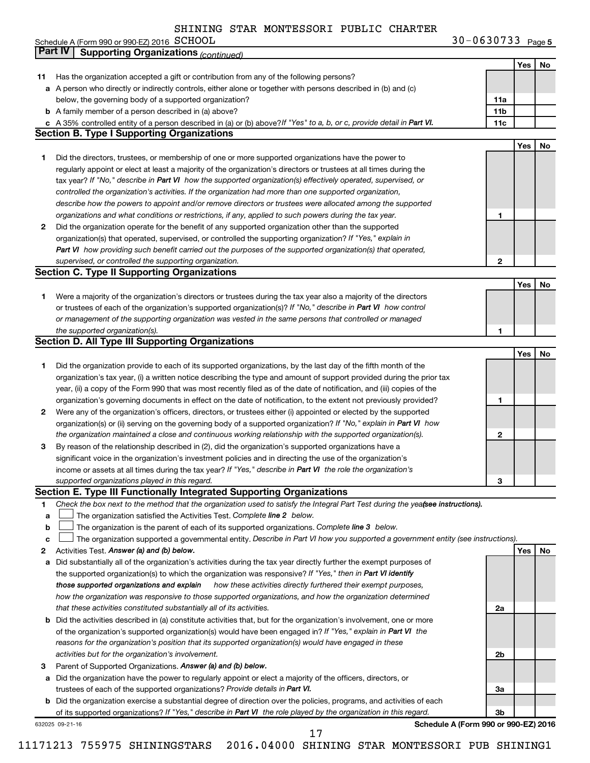SHINING STAR MONTESSORI PUBLIC CHARTER

Schedule A (Form 990 or 990-EZ) 2016 SCHOOL 30-0630733 Page 5

## Part IV Supporting Organizations *(continued)*

| | | | Yes | No |
|---|---|---|---|---|
| **11** | Has the organization accepted a gift or contribution from any of the following persons? | | | |
| **a** | A person who directly or indirectly controls, either alone or together with persons described in (b) and (c) below, the governing body of a supported organization? | **11a** | | |
| **b** | A family member of a person described in (a) above? | **11b** | | |
| **c** | A 35% controlled entity of a person described in (a) or (b) above? *If "Yes" to a, b, or c, provide detail in* ***Part VI.*** | **11c** | | |

### Section B. Type I Supporting Organizations

| | | | Yes | No |
|---|---|---|---|---|
| **1** | Did the directors, trustees, or membership of one or more supported organizations have the power to regularly appoint or elect at least a majority of the organization's directors or trustees at all times during the tax year? *If "No," describe in* ***Part VI*** *how the supported organization(s) effectively operated, supervised, or controlled the organization's activities. If the organization had more than one supported organization, describe how the powers to appoint and/or remove directors or trustees were allocated among the supported organizations and what conditions or restrictions, if any, applied to such powers during the tax year.* | **1** | | |
| **2** | Did the organization operate for the benefit of any supported organization other than the supported organization(s) that operated, supervised, or controlled the supporting organization? *If "Yes," explain in* ***Part VI*** *how providing such benefit carried out the purposes of the supported organization(s) that operated, supervised, or controlled the supporting organization.* | **2** | | |

### Section C. Type II Supporting Organizations

| | | | Yes | No |
|---|---|---|---|---|
| **1** | Were a majority of the organization's directors or trustees during the tax year also a majority of the directors or trustees of each of the organization's supported organization(s)? *If "No," describe in* ***Part VI*** *how control or management of the supporting organization was vested in the same persons that controlled or managed the supported organization(s).* | **1** | | |

### Section D. All Type III Supporting Organizations

| | | | Yes | No |
|---|---|---|---|---|
| **1** | Did the organization provide to each of its supported organizations, by the last day of the fifth month of the organization's tax year, (i) a written notice describing the type and amount of support provided during the prior tax year, (ii) a copy of the Form 990 that was most recently filed as of the date of notification, and (iii) copies of the organization's governing documents in effect on the date of notification, to the extent not previously provided? | **1** | | |
| **2** | Were any of the organization's officers, directors, or trustees either (i) appointed or elected by the supported organization(s) or (ii) serving on the governing body of a supported organization? *If "No," explain in* ***Part VI*** *how the organization maintained a close and continuous working relationship with the supported organization(s).* | **2** | | |
| **3** | By reason of the relationship described in (2), did the organization's supported organizations have a significant voice in the organization's investment policies and in directing the use of the organization's income or assets at all times during the tax year? *If "Yes," describe in* ***Part VI*** *the role the organization's supported organizations played in this regard.* | **3** | | |

### Section E. Type III Functionally Integrated Supporting Organizations

**1** *Check the box next to the method that the organization used to satisfy the Integral Part Test during the year* ***(see instructions).***

- **a** ☐ The organization satisfied the Activities Test. *Complete* ***line 2*** *below.*
- **b** ☐ The organization is the parent of each of its supported organizations. *Complete* ***line 3*** *below.*
- **c** ☐ The organization supported a governmental entity. *Describe in Part VI how you supported a government entity (see instructions).*

| | | | Yes | No |
|---|---|---|---|---|
| **2** | Activities Test. ***Answer (a) and (b) below.*** | | | |
| **a** | Did substantially all of the organization's activities during the tax year directly further the exempt purposes of the supported organization(s) to which the organization was responsive? *If "Yes," then in* ***Part VI identify those supported organizations and explain*** *how these activities directly furthered their exempt purposes, how the organization was responsive to those supported organizations, and how the organization determined that these activities constituted substantially all of its activities.* | **2a** | | |
| **b** | Did the activities described in (a) constitute activities that, but for the organization's involvement, one or more of the organization's supported organization(s) would have been engaged in? *If "Yes," explain in* ***Part VI*** *the reasons for the organization's position that its supported organization(s) would have engaged in these activities but for the organization's involvement.* | **2b** | | |
| **3** | Parent of Supported Organizations. ***Answer (a) and (b) below.*** | | | |
| **a** | Did the organization have the power to regularly appoint or elect a majority of the officers, directors, or trustees of each of the supported organizations? *Provide details in* ***Part VI.*** | **3a** | | |
| **b** | Did the organization exercise a substantial degree of direction over the policies, programs, and activities of each of its supported organizations? *If "Yes," describe in* ***Part VI*** *the role played by the organization in this regard.* | **3b** | | |

632025 09-21-16 **Schedule A (Form 990 or 990-EZ) 2016**

11171213 755975 SHININGSTARS 2016.04000 SHINING STAR MONTESSORI PUB SHINING1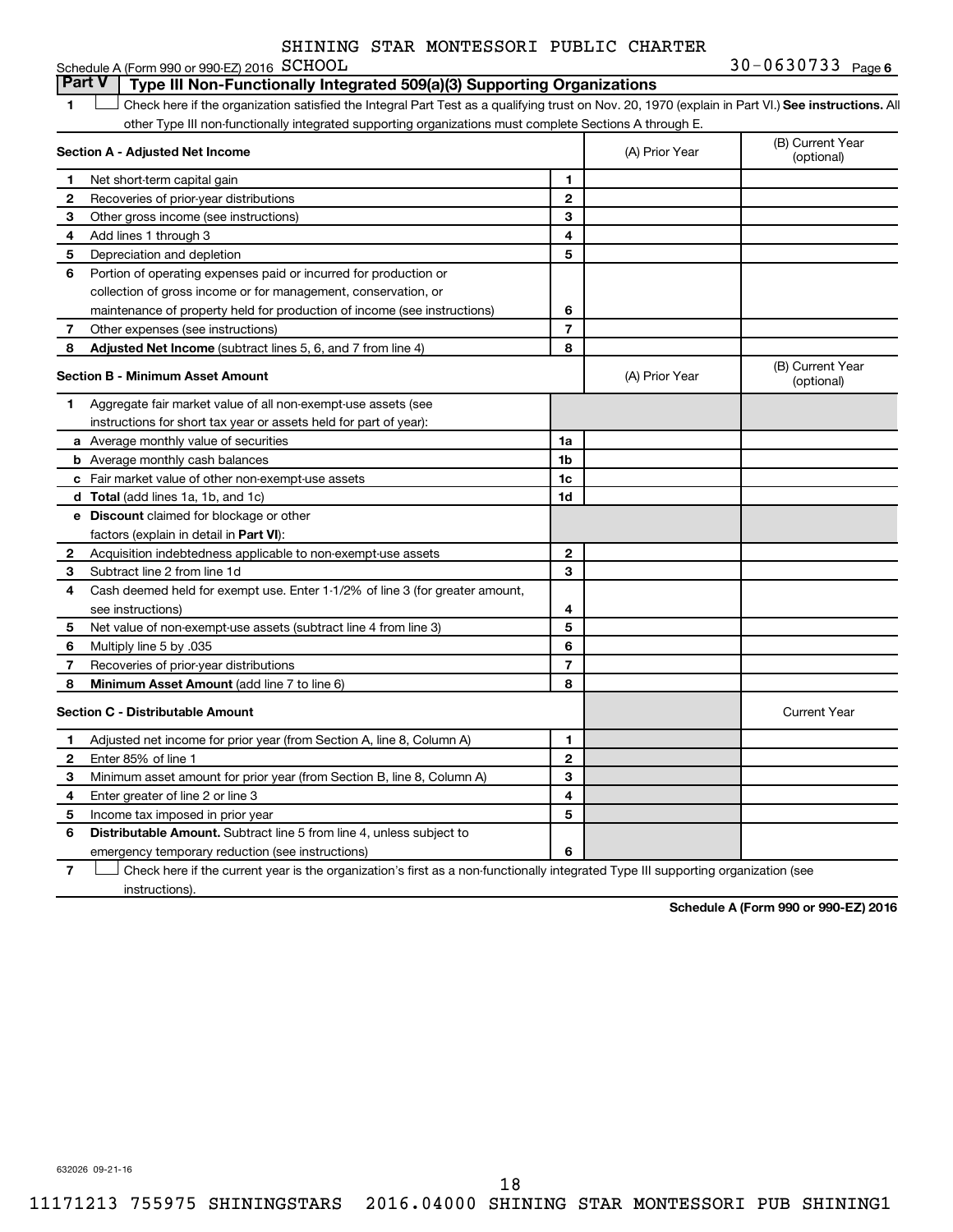SHINING STAR MONTESSORI PUBLIC CHARTER

Schedule A (Form 990 or 990-EZ) 2016 SCHOOL 30-0630733 Page 6

## Part V Type III Non-Functionally Integrated 509(a)(3) Supporting Organizations

1 ☐ Check here if the organization satisfied the Integral Part Test as a qualifying trust on Nov. 20, 1970 (explain in Part VI.) **See instructions.** All other Type III non-functionally integrated supporting organizations must complete Sections A through E.

| Section A - Adjusted Net Income | | (A) Prior Year | (B) Current Year (optional) |
|---|---|---|---|
| 1 Net short-term capital gain | 1 | | |
| 2 Recoveries of prior-year distributions | 2 | | |
| 3 Other gross income (see instructions) | 3 | | |
| 4 Add lines 1 through 3 | 4 | | |
| 5 Depreciation and depletion | 5 | | |
| 6 Portion of operating expenses paid or incurred for production or collection of gross income or for management, conservation, or maintenance of property held for production of income (see instructions) | 6 | | |
| 7 Other expenses (see instructions) | 7 | | |
| 8 **Adjusted Net Income** (subtract lines 5, 6, and 7 from line 4) | 8 | | |

| Section B - Minimum Asset Amount | | (A) Prior Year | (B) Current Year (optional) |
|---|---|---|---|
| 1 Aggregate fair market value of all non-exempt-use assets (see instructions for short tax year or assets held for part of year): | | | |
| a Average monthly value of securities | 1a | | |
| b Average monthly cash balances | 1b | | |
| c Fair market value of other non-exempt-use assets | 1c | | |
| d **Total** (add lines 1a, 1b, and 1c) | 1d | | |
| e **Discount** claimed for blockage or other factors (explain in detail in **Part VI**): | | | |
| 2 Acquisition indebtedness applicable to non-exempt-use assets | 2 | | |
| 3 Subtract line 2 from line 1d | 3 | | |
| 4 Cash deemed held for exempt use. Enter 1-1/2% of line 3 (for greater amount, see instructions) | 4 | | |
| 5 Net value of non-exempt-use assets (subtract line 4 from line 3) | 5 | | |
| 6 Multiply line 5 by .035 | 6 | | |
| 7 Recoveries of prior-year distributions | 7 | | |
| 8 **Minimum Asset Amount** (add line 7 to line 6) | 8 | | |

| Section C - Distributable Amount | | | Current Year |
|---|---|---|---|
| 1 Adjusted net income for prior year (from Section A, line 8, Column A) | 1 | | |
| 2 Enter 85% of line 1 | 2 | | |
| 3 Minimum asset amount for prior year (from Section B, line 8, Column A) | 3 | | |
| 4 Enter greater of line 2 or line 3 | 4 | | |
| 5 Income tax imposed in prior year | 5 | | |
| 6 **Distributable Amount.** Subtract line 5 from line 4, unless subject to emergency temporary reduction (see instructions) | 6 | | |

7 ☐ Check here if the current year is the organization's first as a non-functionally integrated Type III supporting organization (see instructions).

**Schedule A (Form 990 or 990-EZ) 2016**

632026 09-21-16

11171213 755975 SHININGSTARS 2016.04000 SHINING STAR MONTESSORI PUB SHINING1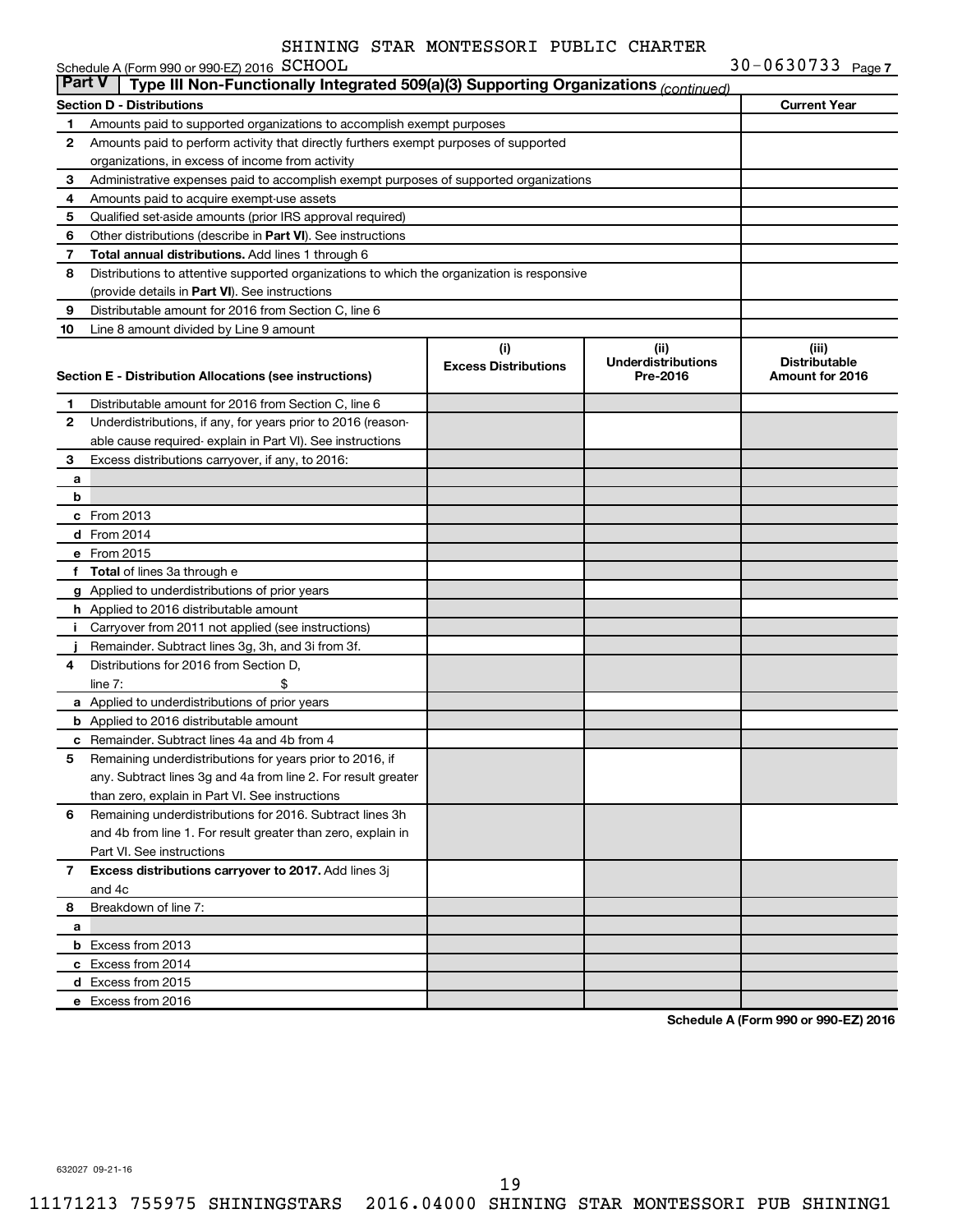SHINING STAR MONTESSORI PUBLIC CHARTER

Schedule A (Form 990 or 990-EZ) 2016 SCHOOL 30-0630733 Page 7

## Part V | Type III Non-Functionally Integrated 509(a)(3) Supporting Organizations *(continued)*

| Section D - Distributions | | Current Year |
|---|---|---|
| 1 | Amounts paid to supported organizations to accomplish exempt purposes | |
| 2 | Amounts paid to perform activity that directly furthers exempt purposes of supported organizations, in excess of income from activity | |
| 3 | Administrative expenses paid to accomplish exempt purposes of supported organizations | |
| 4 | Amounts paid to acquire exempt-use assets | |
| 5 | Qualified set-aside amounts (prior IRS approval required) | |
| 6 | Other distributions (describe in **Part VI**). See instructions | |
| 7 | **Total annual distributions.** Add lines 1 through 6 | |
| 8 | Distributions to attentive supported organizations to which the organization is responsive (provide details in **Part VI**). See instructions | |
| 9 | Distributable amount for 2016 from Section C, line 6 | |
| 10 | Line 8 amount divided by Line 9 amount | |

| Section E - Distribution Allocations (see instructions) | | (i) Excess Distributions | (ii) Underdistributions Pre-2016 | (iii) Distributable Amount for 2016 |
|---|---|---|---|---|
| 1 | Distributable amount for 2016 from Section C, line 6 | | | |
| 2 | Underdistributions, if any, for years prior to 2016 (reasonable cause required- explain in Part VI). See instructions | | | |
| 3 | Excess distributions carryover, if any, to 2016: | | | |
| a | | | | |
| b | | | | |
| c | From 2013 | | | |
| d | From 2014 | | | |
| e | From 2015 | | | |
| f | **Total** of lines 3a through e | | | |
| g | Applied to underdistributions of prior years | | | |
| h | Applied to 2016 distributable amount | | | |
| i | Carryover from 2011 not applied (see instructions) | | | |
| j | Remainder. Subtract lines 3g, 3h, and 3i from 3f. | | | |
| 4 | Distributions for 2016 from Section D, line 7: $ | | | |
| a | Applied to underdistributions of prior years | | | |
| b | Applied to 2016 distributable amount | | | |
| c | Remainder. Subtract lines 4a and 4b from 4 | | | |
| 5 | Remaining underdistributions for years prior to 2016, if any. Subtract lines 3g and 4a from line 2. For result greater than zero, explain in Part VI. See instructions | | | |
| 6 | Remaining underdistributions for 2016. Subtract lines 3h and 4b from line 1. For result greater than zero, explain in Part VI. See instructions | | | |
| 7 | **Excess distributions carryover to 2017.** Add lines 3j and 4c | | | |
| 8 | Breakdown of line 7: | | | |
| a | | | | |
| b | Excess from 2013 | | | |
| c | Excess from 2014 | | | |
| d | Excess from 2015 | | | |
| e | Excess from 2016 | | | |

**Schedule A (Form 990 or 990-EZ) 2016**

632027 09-21-16

11171213 755975 SHININGSTARS 2016.04000 SHINING STAR MONTESSORI PUB SHINING1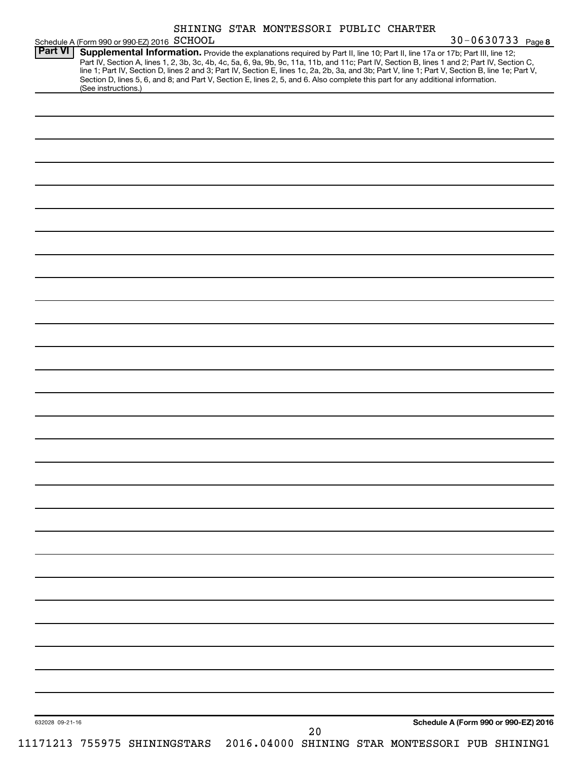Schedule A (Form 990 or 990-EZ) 2016 SHINING STAR MONTESSORI PUBLIC CHARTER SCHOOL 30-0630733 Page 8

**Part VI** **Supplemental Information.** Provide the explanations required by Part II, line 10; Part II, line 17a or 17b; Part III, line 12; Part IV, Section A, lines 1, 2, 3b, 3c, 4b, 4c, 5a, 6, 9a, 9b, 9c, 11a, 11b, and 11c; Part IV, Section B, lines 1 and 2; Part IV, Section C, line 1; Part IV, Section D, lines 2 and 3; Part IV, Section E, lines 1c, 2a, 2b, 3a, and 3b; Part V, line 1; Part V, Section B, line 1e; Part V, Section D, lines 5, 6, and 8; and Part V, Section E, lines 2, 5, and 6. Also complete this part for any additional information. (See instructions.)

632028 09-21-16

**Schedule A (Form 990 or 990-EZ) 2016**

11171213 755975 SHININGSTARS 2016.04000 SHINING STAR MONTESSORI PUB SHINING1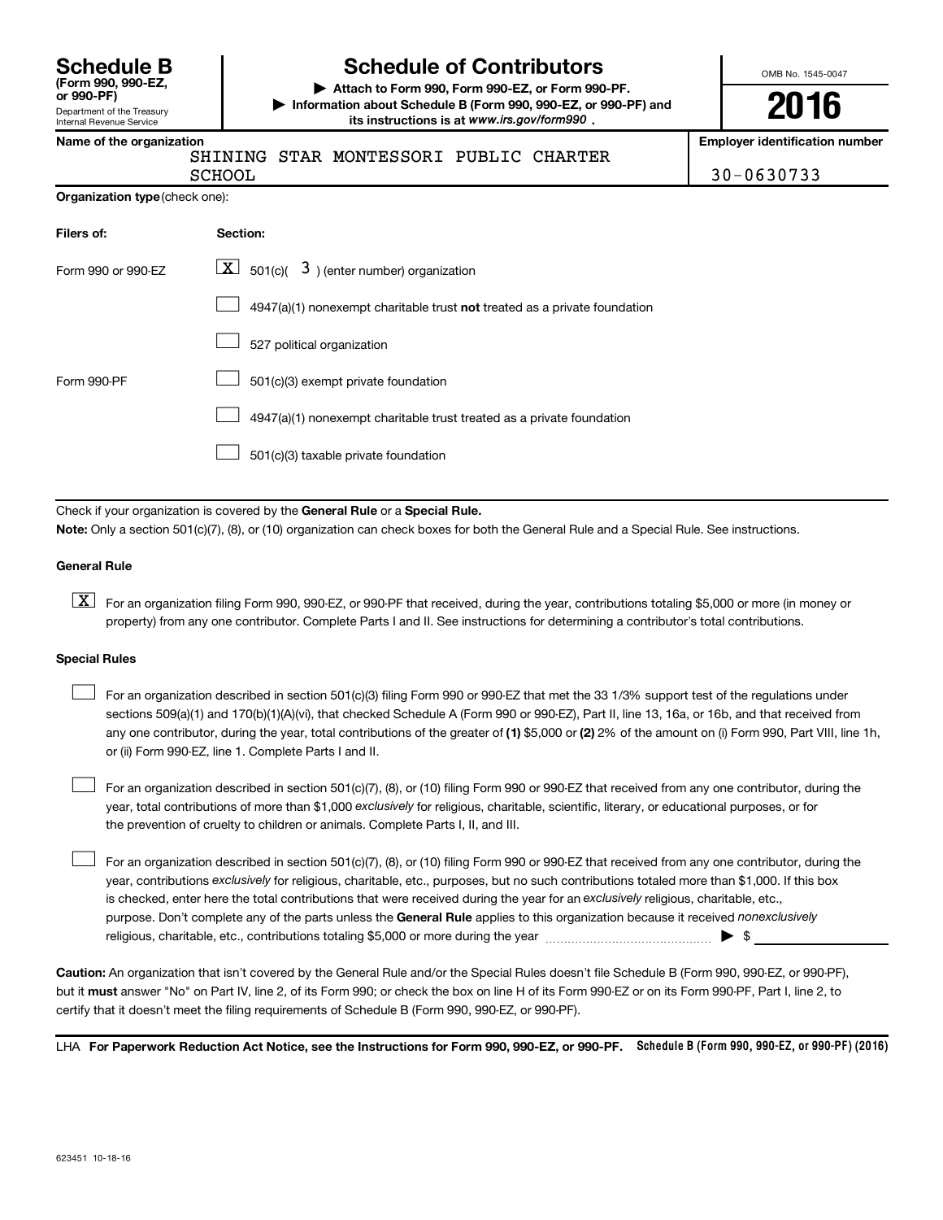# Schedule B (Form 990, 990-EZ, or 990-PF)

Department of the Treasury
Internal Revenue Service

## Schedule of Contributors

▶ Attach to Form 990, Form 990-EZ, or Form 990-PF.

▶ Information about Schedule B (Form 990, 990-EZ, or 990-PF) and its instructions is at *www.irs.gov/form990* .

OMB No. 1545-0047

**2016**

**Name of the organization**

SHINING STAR MONTESSORI PUBLIC CHARTER SCHOOL

**Employer identification number**

30-0630733

**Organization type** (check one):

| Filers of: | Section: |
|---|---|
| Form 990 or 990-EZ | [X] 501(c)( 3 ) (enter number) organization |
| | [ ] 4947(a)(1) nonexempt charitable trust **not** treated as a private foundation |
| | [ ] 527 political organization |
| Form 990-PF | [ ] 501(c)(3) exempt private foundation |
| | [ ] 4947(a)(1) nonexempt charitable trust treated as a private foundation |
| | [ ] 501(c)(3) taxable private foundation |

Check if your organization is covered by the **General Rule** or a **Special Rule.**

**Note:** Only a section 501(c)(7), (8), or (10) organization can check boxes for both the General Rule and a Special Rule. See instructions.

### General Rule

[X] For an organization filing Form 990, 990-EZ, or 990-PF that received, during the year, contributions totaling $5,000 or more (in money or property) from any one contributor. Complete Parts I and II. See instructions for determining a contributor's total contributions.

### Special Rules

[ ] For an organization described in section 501(c)(3) filing Form 990 or 990-EZ that met the 33 1/3% support test of the regulations under sections 509(a)(1) and 170(b)(1)(A)(vi), that checked Schedule A (Form 990 or 990-EZ), Part II, line 13, 16a, or 16b, and that received from any one contributor, during the year, total contributions of the greater of **(1)** $5,000 or **(2)** 2% of the amount on (i) Form 990, Part VIII, line 1h, or (ii) Form 990-EZ, line 1. Complete Parts I and II.

[ ] For an organization described in section 501(c)(7), (8), or (10) filing Form 990 or 990-EZ that received from any one contributor, during the year, total contributions of more than $1,000 *exclusively* for religious, charitable, scientific, literary, or educational purposes, or for the prevention of cruelty to children or animals. Complete Parts I, II, and III.

[ ] For an organization described in section 501(c)(7), (8), or (10) filing Form 990 or 990-EZ that received from any one contributor, during the year, contributions *exclusively* for religious, charitable, etc., purposes, but no such contributions totaled more than $1,000. If this box is checked, enter here the total contributions that were received during the year for an *exclusively* religious, charitable, etc., purpose. Don't complete any of the parts unless the **General Rule** applies to this organization because it received *nonexclusively* religious, charitable, etc., contributions totaling $5,000 or more during the year ▶ $ ____________

**Caution:** An organization that isn't covered by the General Rule and/or the Special Rules doesn't file Schedule B (Form 990, 990-EZ, or 990-PF), but it **must** answer "No" on Part IV, line 2, of its Form 990; or check the box on line H of its Form 990-EZ or on its Form 990-PF, Part I, line 2, to certify that it doesn't meet the filing requirements of Schedule B (Form 990, 990-EZ, or 990-PF).

LHA **For Paperwork Reduction Act Notice, see the Instructions for Form 990, 990-EZ, or 990-PF.** **Schedule B (Form 990, 990-EZ, or 990-PF) (2016)**

623451 10-18-16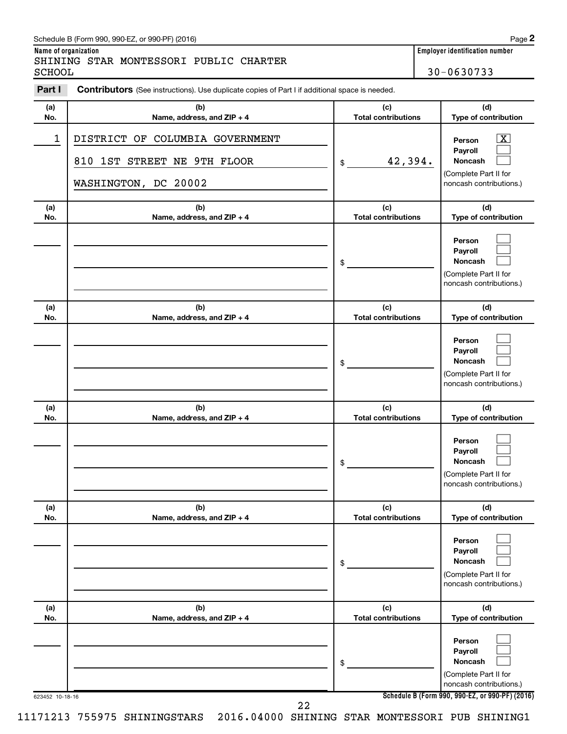Schedule B (Form 990, 990-EZ, or 990-PF) (2016) Page **2**

**Name of organization**
SHINING STAR MONTESSORI PUBLIC CHARTER SCHOOL

**Employer identification number**
30-0630733

**Part I** **Contributors** (See instructions). Use duplicate copies of Part I if additional space is needed.

| (a) No. | (b) Name, address, and ZIP + 4 | (c) Total contributions | (d) Type of contribution |
|---|---|---|---|
| 1 | DISTRICT OF COLUMBIA GOVERNMENT<br>810 1ST STREET NE 9TH FLOOR<br>WASHINGTON, DC 20002 | $ 42,394. | Person [X]<br>Payroll [ ]<br>Noncash [ ]<br>(Complete Part II for noncash contributions.) |
| | | $ | Person [ ]<br>Payroll [ ]<br>Noncash [ ]<br>(Complete Part II for noncash contributions.) |
| | | $ | Person [ ]<br>Payroll [ ]<br>Noncash [ ]<br>(Complete Part II for noncash contributions.) |
| | | $ | Person [ ]<br>Payroll [ ]<br>Noncash [ ]<br>(Complete Part II for noncash contributions.) |
| | | $ | Person [ ]<br>Payroll [ ]<br>Noncash [ ]<br>(Complete Part II for noncash contributions.) |
| | | $ | Person [ ]<br>Payroll [ ]<br>Noncash [ ]<br>(Complete Part II for noncash contributions.) |

623452 10-18-16

**Schedule B (Form 990, 990-EZ, or 990-PF) (2016)**

11171213 755975 SHININGSTARS 2016.04000 SHINING STAR MONTESSORI PUB SHINING1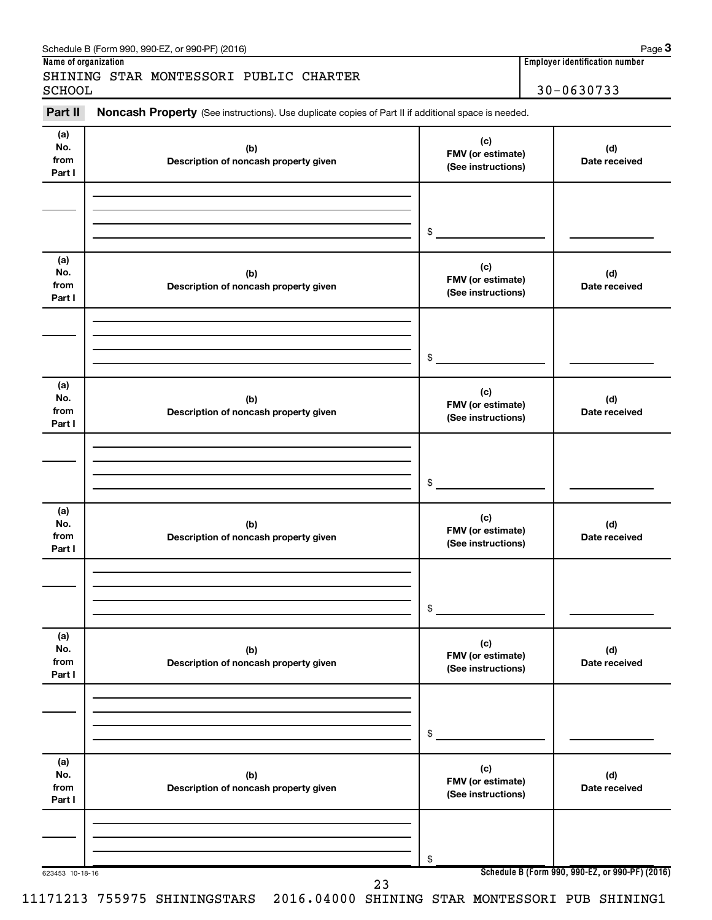Schedule B (Form 990, 990-EZ, or 990-PF) (2016) Page **3**

**Name of organization**

SHINING STAR MONTESSORI PUBLIC CHARTER SCHOOL

**Employer identification number**

30-0630733

**Part II** **Noncash Property** (See instructions). Use duplicate copies of Part II if additional space is needed.

| (a) No. from Part I | (b) Description of noncash property given | (c) FMV (or estimate) (See instructions) | (d) Date received |
|---|---|---|---|
| | | $ | |

| (a) No. from Part I | (b) Description of noncash property given | (c) FMV (or estimate) (See instructions) | (d) Date received |
|---|---|---|---|
| | | $ | |

| (a) No. from Part I | (b) Description of noncash property given | (c) FMV (or estimate) (See instructions) | (d) Date received |
|---|---|---|---|
| | | $ | |

| (a) No. from Part I | (b) Description of noncash property given | (c) FMV (or estimate) (See instructions) | (d) Date received |
|---|---|---|---|
| | | $ | |

| (a) No. from Part I | (b) Description of noncash property given | (c) FMV (or estimate) (See instructions) | (d) Date received |
|---|---|---|---|
| | | $ | |

| (a) No. from Part I | (b) Description of noncash property given | (c) FMV (or estimate) (See instructions) | (d) Date received |
|---|---|---|---|
| | | $ | |

623453 10-18-16 **Schedule B (Form 990, 990-EZ, or 990-PF) (2016)**

11171213 755975 SHININGSTARS 2016.04000 SHINING STAR MONTESSORI PUB SHINING1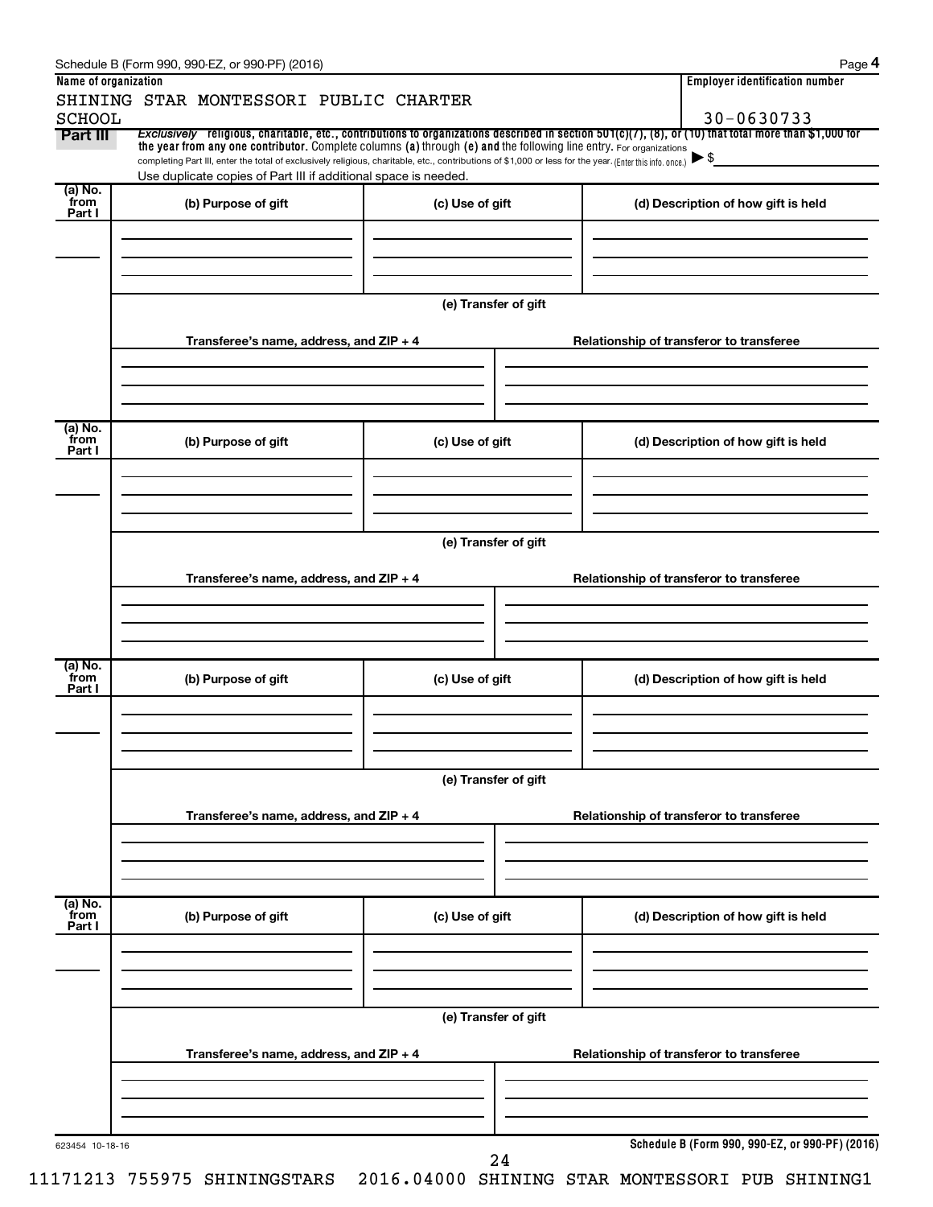Schedule B (Form 990, 990-EZ, or 990-PF) (2016) Page 4

**Name of organization**

SHINING STAR MONTESSORI PUBLIC CHARTER SCHOOL

**Employer identification number**

30-0630733

**Part III** *Exclusively* religious, charitable, etc., contributions to organizations described in section 501(c)(7), (8), or (10) that total more than $1,000 for the year from any one contributor. Complete columns (a) through (e) and the following line entry. For organizations completing Part III, enter the total of exclusively religious, charitable, etc., contributions of $1,000 or less for the year. (Enter this info. once.) ▶ $

Use duplicate copies of Part III if additional space is needed.

| (a) No. from Part I | (b) Purpose of gift | (c) Use of gift | (d) Description of how gift is held |
|---|---|---|---|
| | | | |

(e) Transfer of gift

| Transferee's name, address, and ZIP + 4 | Relationship of transferor to transferee |
|---|---|
| | |

| (a) No. from Part I | (b) Purpose of gift | (c) Use of gift | (d) Description of how gift is held |
|---|---|---|---|
| | | | |

(e) Transfer of gift

| Transferee's name, address, and ZIP + 4 | Relationship of transferor to transferee |
|---|---|
| | |

| (a) No. from Part I | (b) Purpose of gift | (c) Use of gift | (d) Description of how gift is held |
|---|---|---|---|
| | | | |

(e) Transfer of gift

| Transferee's name, address, and ZIP + 4 | Relationship of transferor to transferee |
|---|---|
| | |

| (a) No. from Part I | (b) Purpose of gift | (c) Use of gift | (d) Description of how gift is held |
|---|---|---|---|
| | | | |

(e) Transfer of gift

| Transferee's name, address, and ZIP + 4 | Relationship of transferor to transferee |
|---|---|
| | |

623454 10-18-16

**Schedule B (Form 990, 990-EZ, or 990-PF) (2016)**

11171213 755975 SHININGSTARS 2016.04000 SHINING STAR MONTESSORI PUB SHINING1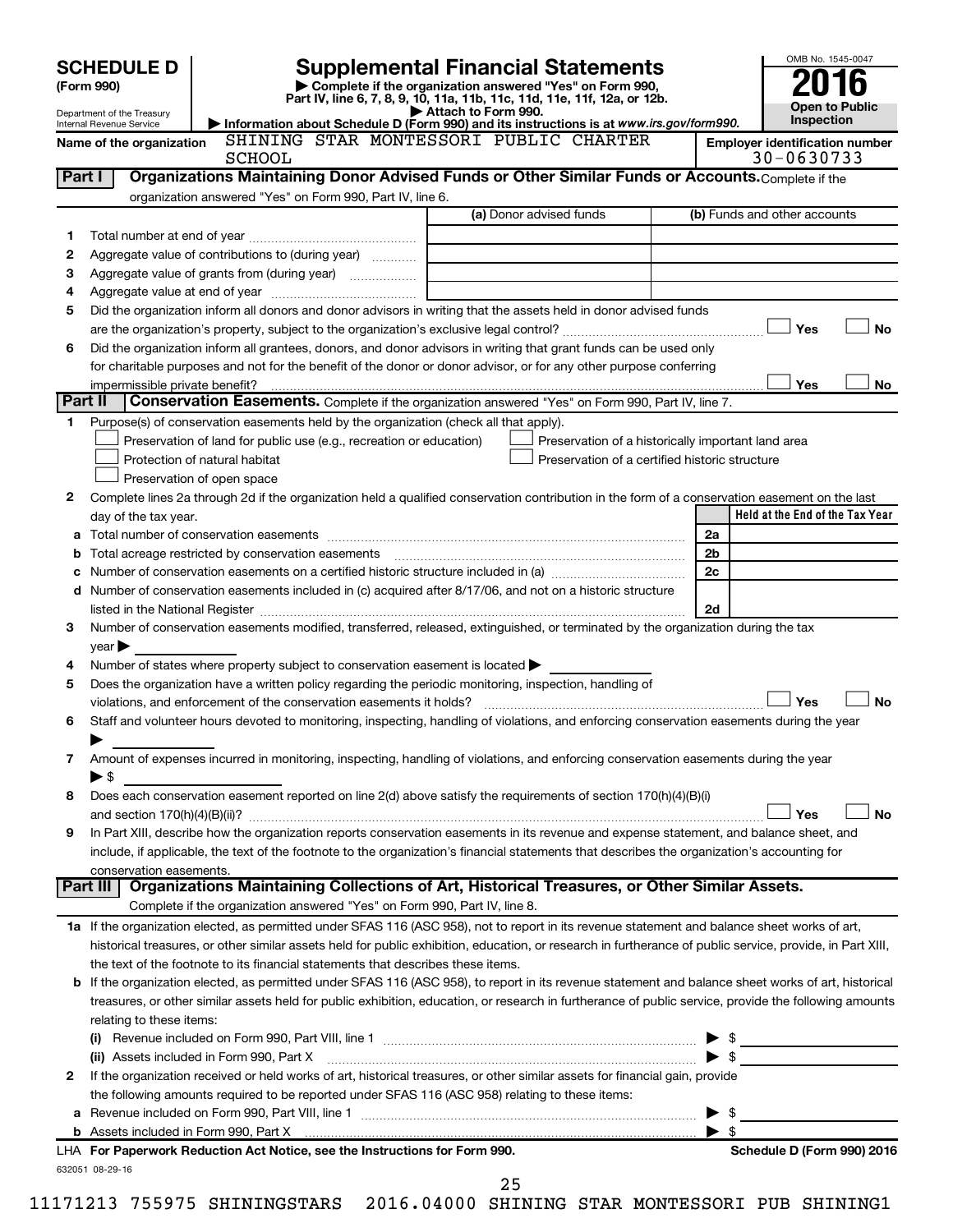# SCHEDULE D (Form 990)

Department of the Treasury
Internal Revenue Service

## Supplemental Financial Statements

▶ Complete if the organization answered "Yes" on Form 990, Part IV, line 6, 7, 8, 9, 10, 11a, 11b, 11c, 11d, 11e, 11f, 12a, or 12b.
▶ Attach to Form 990.
▶ Information about Schedule D (Form 990) and its instructions is at *www.irs.gov/form990*.

OMB No. 1545-0047
**2016**
**Open to Public Inspection**

**Name of the organization:** SHINING STAR MONTESSORI PUBLIC CHARTER SCHOOL

**Employer identification number:** 30-0630733

**Part I — Organizations Maintaining Donor Advised Funds or Other Similar Funds or Accounts.** Complete if the organization answered "Yes" on Form 990, Part IV, line 6.

| | | (a) Donor advised funds | (b) Funds and other accounts |
|---|---|---|---|
| 1 | Total number at end of year | | |
| 2 | Aggregate value of contributions to (during year) | | |
| 3 | Aggregate value of grants from (during year) | | |
| 4 | Aggregate value at end of year | | |

5 Did the organization inform all donors and donor advisors in writing that the assets held in donor advised funds are the organization's property, subject to the organization's exclusive legal control? ☐ Yes ☐ No

6 Did the organization inform all grantees, donors, and donor advisors in writing that grant funds can be used only for charitable purposes and not for the benefit of the donor or donor advisor, or for any other purpose conferring impermissible private benefit? ☐ Yes ☐ No

**Part II — Conservation Easements.** Complete if the organization answered "Yes" on Form 990, Part IV, line 7.

1 Purpose(s) of conservation easements held by the organization (check all that apply).
- ☐ Preservation of land for public use (e.g., recreation or education)
- ☐ Protection of natural habitat
- ☐ Preservation of open space
- ☐ Preservation of a historically important land area
- ☐ Preservation of a certified historic structure

2 Complete lines 2a through 2d if the organization held a qualified conservation contribution in the form of a conservation easement on the last day of the tax year.

| | | | Held at the End of the Tax Year |
|---|---|---|---|
| a | Total number of conservation easements | 2a | |
| b | Total acreage restricted by conservation easements | 2b | |
| c | Number of conservation easements on a certified historic structure included in (a) | 2c | |
| d | Number of conservation easements included in (c) acquired after 8/17/06, and not on a historic structure listed in the National Register | 2d | |

3 Number of conservation easements modified, transferred, released, extinguished, or terminated by the organization during the tax year ▶

4 Number of states where property subject to conservation easement is located ▶

5 Does the organization have a written policy regarding the periodic monitoring, inspection, handling of violations, and enforcement of the conservation easements it holds? ☐ Yes ☐ No

6 Staff and volunteer hours devoted to monitoring, inspecting, handling of violations, and enforcing conservation easements during the year ▶

7 Amount of expenses incurred in monitoring, inspecting, handling of violations, and enforcing conservation easements during the year ▶ $

8 Does each conservation easement reported on line 2(d) above satisfy the requirements of section 170(h)(4)(B)(i) and section 170(h)(4)(B)(ii)? ☐ Yes ☐ No

9 In Part XIII, describe how the organization reports conservation easements in its revenue and expense statement, and balance sheet, and include, if applicable, the text of the footnote to the organization's financial statements that describes the organization's accounting for conservation easements.

**Part III — Organizations Maintaining Collections of Art, Historical Treasures, or Other Similar Assets.** Complete if the organization answered "Yes" on Form 990, Part IV, line 8.

1a If the organization elected, as permitted under SFAS 116 (ASC 958), not to report in its revenue statement and balance sheet works of art, historical treasures, or other similar assets held for public exhibition, education, or research in furtherance of public service, provide, in Part XIII, the text of the footnote to its financial statements that describes these items.

b If the organization elected, as permitted under SFAS 116 (ASC 958), to report in its revenue statement and balance sheet works of art, historical treasures, or other similar assets held for public exhibition, education, or research in furtherance of public service, provide the following amounts relating to these items:

(i) Revenue included on Form 990, Part VIII, line 1 ▶ $

(ii) Assets included in Form 990, Part X ▶ $

2 If the organization received or held works of art, historical treasures, or other similar assets for financial gain, provide the following amounts required to be reported under SFAS 116 (ASC 958) relating to these items:

a Revenue included on Form 990, Part VIII, line 1 ▶ $

b Assets included in Form 990, Part X ▶ $

**LHA For Paperwork Reduction Act Notice, see the Instructions for Form 990.** **Schedule D (Form 990) 2016**

632051 08-29-16

11171213 755975 SHININGSTARS 2016.04000 SHINING STAR MONTESSORI PUB SHINING1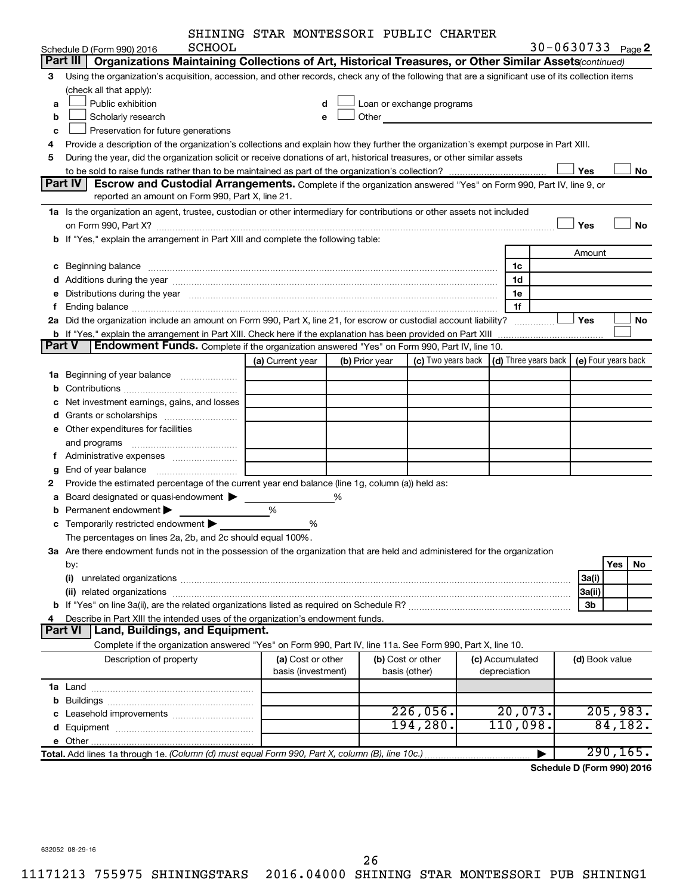SHINING STAR MONTESSORI PUBLIC CHARTER SCHOOL

Schedule D (Form 990) 2016 — 30-0630733 Page **2**

## Part III Organizations Maintaining Collections of Art, Historical Treasures, or Other Similar Assets *(continued)*

**3** Using the organization's acquisition, accession, and other records, check any of the following that are a significant use of its collection items (check all that apply):

- **a** ☐ Public exhibition
- **b** ☐ Scholarly research
- **c** ☐ Preservation for future generations
- **d** ☐ Loan or exchange programs
- **e** ☐ Other

**4** Provide a description of the organization's collections and explain how they further the organization's exempt purpose in Part XIII.

**5** During the year, did the organization solicit or receive donations of art, historical treasures, or other similar assets to be sold to raise funds rather than to be maintained as part of the organization's collection? ☐ Yes ☐ No

## Part IV Escrow and Custodial Arrangements.

Complete if the organization answered "Yes" on Form 990, Part IV, line 9, or reported an amount on Form 990, Part X, line 21.

**1a** Is the organization an agent, trustee, custodian or other intermediary for contributions or other assets not included on Form 990, Part X? ☐ Yes ☐ No

**b** If "Yes," explain the arrangement in Part XIII and complete the following table:

| | | Amount |
|---|---|---|
| **c** Beginning balance | 1c | |
| **d** Additions during the year | 1d | |
| **e** Distributions during the year | 1e | |
| **f** Ending balance | 1f | |

**2a** Did the organization include an amount on Form 990, Part X, line 21, for escrow or custodial account liability? ☐ Yes ☐ No

**b** If "Yes," explain the arrangement in Part XIII. Check here if the explanation has been provided on Part XIII ☐

## Part V Endowment Funds.

Complete if the organization answered "Yes" on Form 990, Part IV, line 10.

| | (a) Current year | (b) Prior year | (c) Two years back | (d) Three years back | (e) Four years back |
|---|---|---|---|---|---|
| **1a** Beginning of year balance | | | | | |
| **b** Contributions | | | | | |
| **c** Net investment earnings, gains, and losses | | | | | |
| **d** Grants or scholarships | | | | | |
| **e** Other expenditures for facilities and programs | | | | | |
| **f** Administrative expenses | | | | | |
| **g** End of year balance | | | | | |

**2** Provide the estimated percentage of the current year end balance (line 1g, column (a)) held as:

- **a** Board designated or quasi-endowment ▶ ______ %
- **b** Permanent endowment ▶ ______ %
- **c** Temporarily restricted endowment ▶ ______ %

The percentages on lines 2a, 2b, and 2c should equal 100%.

**3a** Are there endowment funds not in the possession of the organization that are held and administered for the organization by:

| | | Yes | No |
|---|---|---|---|
| **(i)** unrelated organizations | 3a(i) | | |
| **(ii)** related organizations | 3a(ii) | | |
| **b** If "Yes" on line 3a(ii), are the related organizations listed as required on Schedule R? | 3b | | |

**4** Describe in Part XIII the intended uses of the organization's endowment funds.

## Part VI Land, Buildings, and Equipment.

Complete if the organization answered "Yes" on Form 990, Part IV, line 11a. See Form 990, Part X, line 10.

| Description of property | (a) Cost or other basis (investment) | (b) Cost or other basis (other) | (c) Accumulated depreciation | (d) Book value |
|---|---|---|---|---|
| **1a** Land | | | | |
| **b** Buildings | | | | |
| **c** Leasehold improvements | | 226,056. | 20,073. | 205,983. |
| **d** Equipment | | 194,280. | 110,098. | 84,182. |
| **e** Other | | | | |
| **Total.** Add lines 1a through 1e. *(Column (d) must equal Form 990, Part X, column (B), line 10c.)* | | | ▶ | 290,165. |

**Schedule D (Form 990) 2016**

632052 08-29-16

11171213 755975 SHININGSTARS 2016.04000 SHINING STAR MONTESSORI PUB SHINING1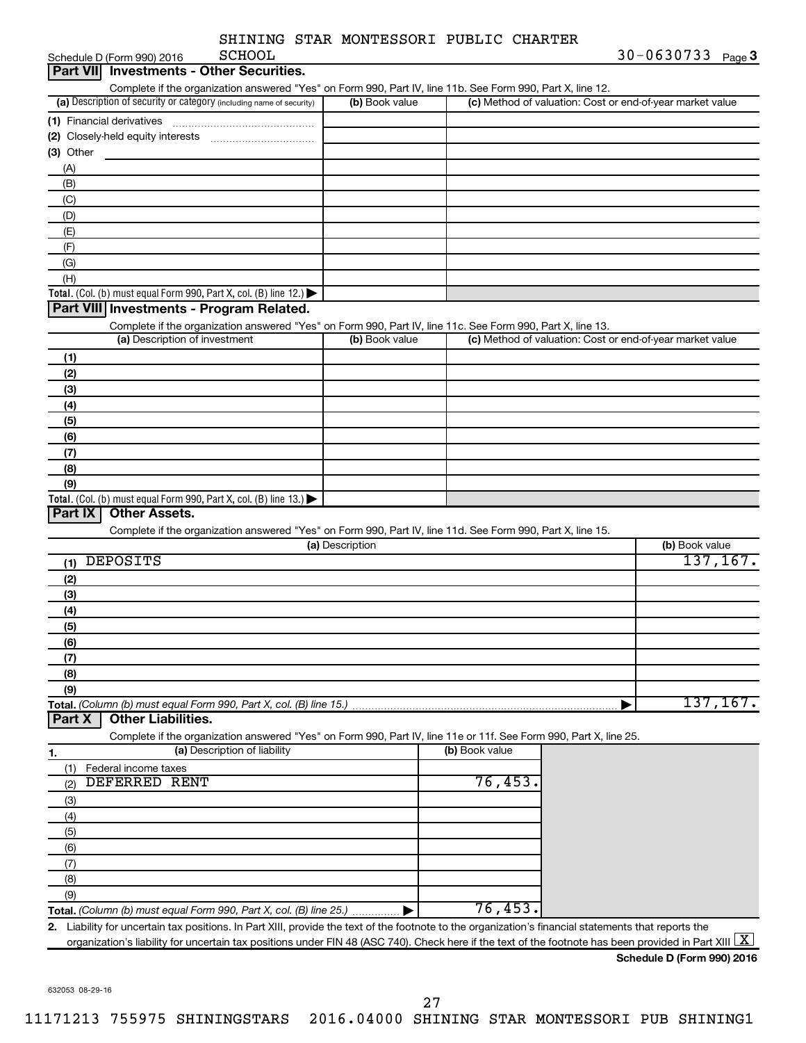SHINING STAR MONTESSORI PUBLIC CHARTER SCHOOL

Schedule D (Form 990) 2016 — 30-0630733 Page 3

## Part VII Investments - Other Securities.

Complete if the organization answered "Yes" on Form 990, Part IV, line 11b. See Form 990, Part X, line 12.

| (a) Description of security or category (including name of security) | (b) Book value | (c) Method of valuation: Cost or end-of-year market value |
|---|---|---|
| (1) Financial derivatives | | |
| (2) Closely-held equity interests | | |
| (3) Other | | |
| (A) | | |
| (B) | | |
| (C) | | |
| (D) | | |
| (E) | | |
| (F) | | |
| (G) | | |
| (H) | | |
| **Total.** (Col. (b) must equal Form 990, Part X, col. (B) line 12.) | | |

## Part VIII Investments - Program Related.

Complete if the organization answered "Yes" on Form 990, Part IV, line 11c. See Form 990, Part X, line 13.

| (a) Description of investment | (b) Book value | (c) Method of valuation: Cost or end-of-year market value |
|---|---|---|
| (1) | | |
| (2) | | |
| (3) | | |
| (4) | | |
| (5) | | |
| (6) | | |
| (7) | | |
| (8) | | |
| (9) | | |
| **Total.** (Col. (b) must equal Form 990, Part X, col. (B) line 13.) | | |

## Part IX Other Assets.

Complete if the organization answered "Yes" on Form 990, Part IV, line 11d. See Form 990, Part X, line 15.

| (a) Description | (b) Book value |
|---|---|
| (1) DEPOSITS | 137,167. |
| (2) | |
| (3) | |
| (4) | |
| (5) | |
| (6) | |
| (7) | |
| (8) | |
| (9) | |
| **Total.** *(Column (b) must equal Form 990, Part X, col. (B) line 15.)* | 137,167. |

## Part X Other Liabilities.

Complete if the organization answered "Yes" on Form 990, Part IV, line 11e or 11f. See Form 990, Part X, line 25.

| 1. (a) Description of liability | (b) Book value |
|---|---|
| (1) Federal income taxes | |
| (2) DEFERRED RENT | 76,453. |
| (3) | |
| (4) | |
| (5) | |
| (6) | |
| (7) | |
| (8) | |
| (9) | |
| **Total.** *(Column (b) must equal Form 990, Part X, col. (B) line 25.)* | 76,453. |

2. Liability for uncertain tax positions. In Part XIII, provide the text of the footnote to the organization's financial statements that reports the organization's liability for uncertain tax positions under FIN 48 (ASC 740). Check here if the text of the footnote has been provided in Part XIII [X]

**Schedule D (Form 990) 2016**

632053 08-29-16

11171213 755975 SHININGSTARS 2016.04000 SHINING STAR MONTESSORI PUB SHINING1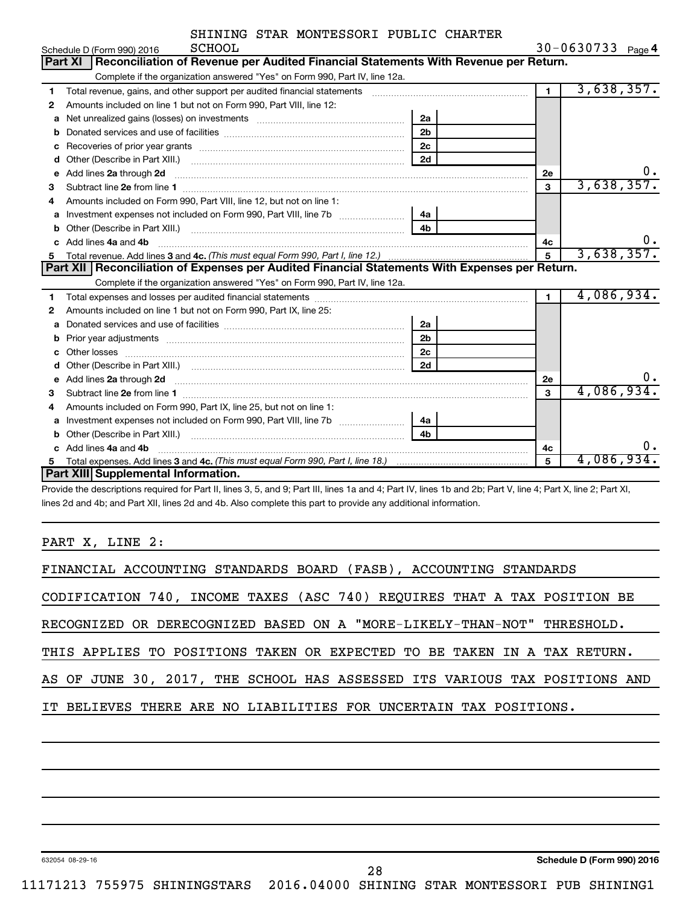SHINING STAR MONTESSORI PUBLIC CHARTER SCHOOL

Schedule D (Form 990) 2016 — 30-0630733 Page 4

## Part XI Reconciliation of Revenue per Audited Financial Statements With Revenue per Return.

Complete if the organization answered "Yes" on Form 990, Part IV, line 12a.

| | | | | | |
|---|---|---|---|---|---|
| 1 | Total revenue, gains, and other support per audited financial statements | | | 1 | 3,638,357. |
| 2 | Amounts included on line 1 but not on Form 990, Part VIII, line 12: | | | | |
| a | Net unrealized gains (losses) on investments | 2a | | | |
| b | Donated services and use of facilities | 2b | | | |
| c | Recoveries of prior year grants | 2c | | | |
| d | Other (Describe in Part XIII.) | 2d | | | |
| e | Add lines 2a through 2d | | | 2e | 0. |
| 3 | Subtract line 2e from line 1 | | | 3 | 3,638,357. |
| 4 | Amounts included on Form 990, Part VIII, line 12, but not on line 1: | | | | |
| a | Investment expenses not included on Form 990, Part VIII, line 7b | 4a | | | |
| b | Other (Describe in Part XIII.) | 4b | | | |
| c | Add lines 4a and 4b | | | 4c | 0. |
| 5 | Total revenue. Add lines 3 and 4c. *(This must equal Form 990, Part I, line 12.)* | | | 5 | 3,638,357. |

## Part XII Reconciliation of Expenses per Audited Financial Statements With Expenses per Return.

Complete if the organization answered "Yes" on Form 990, Part IV, line 12a.

| | | | | | |
|---|---|---|---|---|---|
| 1 | Total expenses and losses per audited financial statements | | | 1 | 4,086,934. |
| 2 | Amounts included on line 1 but not on Form 990, Part IX, line 25: | | | | |
| a | Donated services and use of facilities | 2a | | | |
| b | Prior year adjustments | 2b | | | |
| c | Other losses | 2c | | | |
| d | Other (Describe in Part XIII.) | 2d | | | |
| e | Add lines 2a through 2d | | | 2e | 0. |
| 3 | Subtract line 2e from line 1 | | | 3 | 4,086,934. |
| 4 | Amounts included on Form 990, Part IX, line 25, but not on line 1: | | | | |
| a | Investment expenses not included on Form 990, Part VIII, line 7b | 4a | | | |
| b | Other (Describe in Part XIII.) | 4b | | | |
| c | Add lines 4a and 4b | | | 4c | 0. |
| 5 | Total expenses. Add lines 3 and 4c. *(This must equal Form 990, Part I, line 18.)* | | | 5 | 4,086,934. |

## Part XIII Supplemental Information.

Provide the descriptions required for Part II, lines 3, 5, and 9; Part III, lines 1a and 4; Part IV, lines 1b and 2b; Part V, line 4; Part X, line 2; Part XI, lines 2d and 4b; and Part XII, lines 2d and 4b. Also complete this part to provide any additional information.

PART X, LINE 2:

FINANCIAL ACCOUNTING STANDARDS BOARD (FASB), ACCOUNTING STANDARDS CODIFICATION 740, INCOME TAXES (ASC 740) REQUIRES THAT A TAX POSITION BE RECOGNIZED OR DERECOGNIZED BASED ON A "MORE-LIKELY-THAN-NOT" THRESHOLD. THIS APPLIES TO POSITIONS TAKEN OR EXPECTED TO BE TAKEN IN A TAX RETURN. AS OF JUNE 30, 2017, THE SCHOOL HAS ASSESSED ITS VARIOUS TAX POSITIONS AND IT BELIEVES THERE ARE NO LIABILITIES FOR UNCERTAIN TAX POSITIONS.

632054 08-29-16 — Schedule D (Form 990) 2016

11171213 755975 SHININGSTARS 2016.04000 SHINING STAR MONTESSORI PUB SHINING1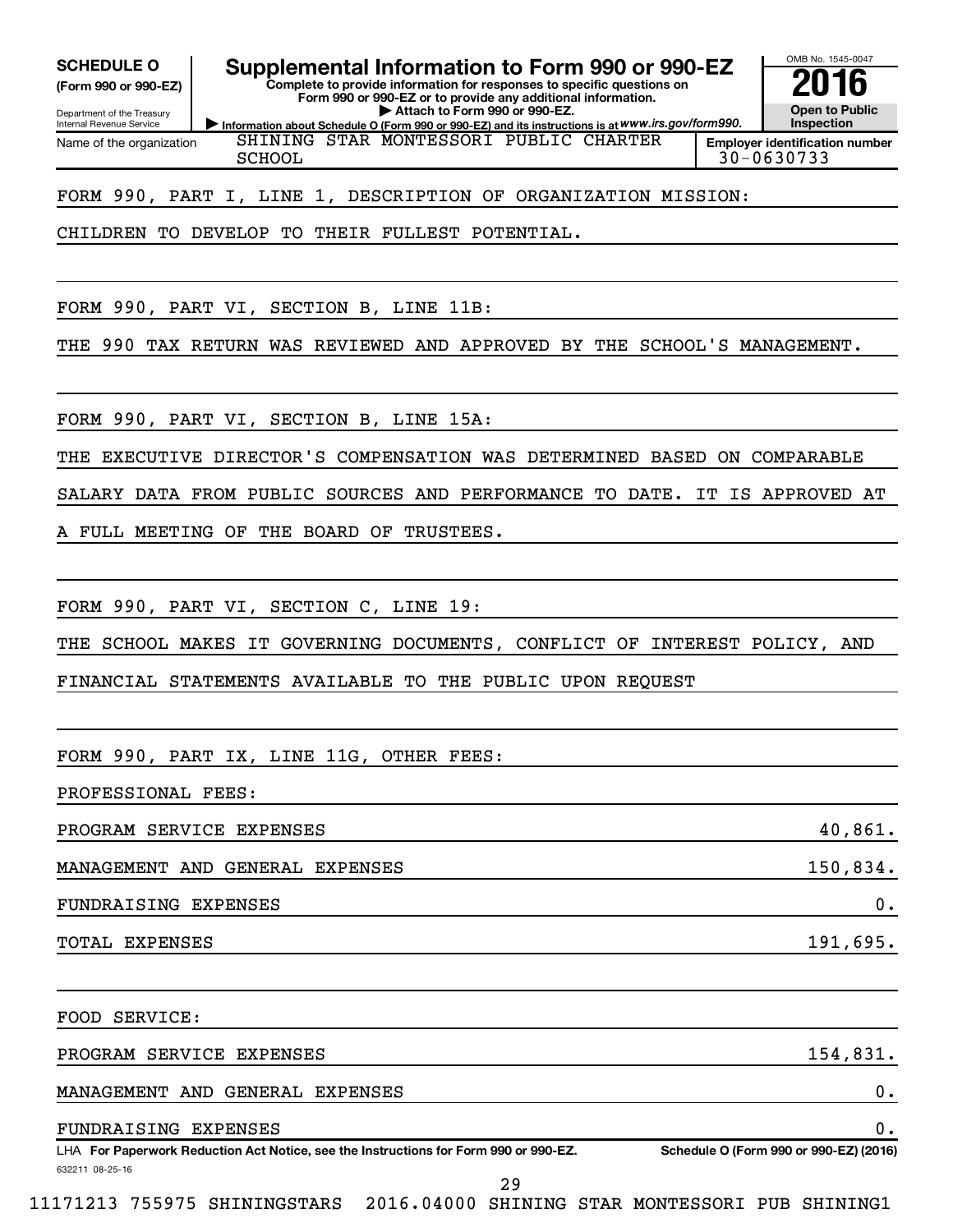**SCHEDULE O**
**(Form 990 or 990-EZ)**

Department of the Treasury
Internal Revenue Service

# Supplemental Information to Form 990 or 990-EZ

**Complete to provide information for responses to specific questions on Form 990 or 990-EZ or to provide any additional information.**
**▶ Attach to Form 990 or 990-EZ.**
**▶ Information about Schedule O (Form 990 or 990-EZ) and its instructions is at** *www.irs.gov/form990.*

OMB No. 1545-0047
**2016**
**Open to Public Inspection**

Name of the organization: SHINING STAR MONTESSORI PUBLIC CHARTER SCHOOL
**Employer identification number:** 30-0630733

FORM 990, PART I, LINE 1, DESCRIPTION OF ORGANIZATION MISSION:

CHILDREN TO DEVELOP TO THEIR FULLEST POTENTIAL.

FORM 990, PART VI, SECTION B, LINE 11B:

THE 990 TAX RETURN WAS REVIEWED AND APPROVED BY THE SCHOOL'S MANAGEMENT.

FORM 990, PART VI, SECTION B, LINE 15A:

THE EXECUTIVE DIRECTOR'S COMPENSATION WAS DETERMINED BASED ON COMPARABLE SALARY DATA FROM PUBLIC SOURCES AND PERFORMANCE TO DATE. IT IS APPROVED AT A FULL MEETING OF THE BOARD OF TRUSTEES.

FORM 990, PART VI, SECTION C, LINE 19:

THE SCHOOL MAKES IT GOVERNING DOCUMENTS, CONFLICT OF INTEREST POLICY, AND FINANCIAL STATEMENTS AVAILABLE TO THE PUBLIC UPON REQUEST

FORM 990, PART IX, LINE 11G, OTHER FEES:

PROFESSIONAL FEES:

| | |
|---|---:|
| PROGRAM SERVICE EXPENSES | 40,861. |
| MANAGEMENT AND GENERAL EXPENSES | 150,834. |
| FUNDRAISING EXPENSES | 0. |
| TOTAL EXPENSES | 191,695. |

FOOD SERVICE:

| | |
|---|---:|
| PROGRAM SERVICE EXPENSES | 154,831. |
| MANAGEMENT AND GENERAL EXPENSES | 0. |
| FUNDRAISING EXPENSES | 0. |

LHA **For Paperwork Reduction Act Notice, see the Instructions for Form 990 or 990-EZ.** **Schedule O (Form 990 or 990-EZ) (2016)**

632211 08-25-16

11171213 755975 SHININGSTARS 2016.04000 SHINING STAR MONTESSORI PUB SHINING1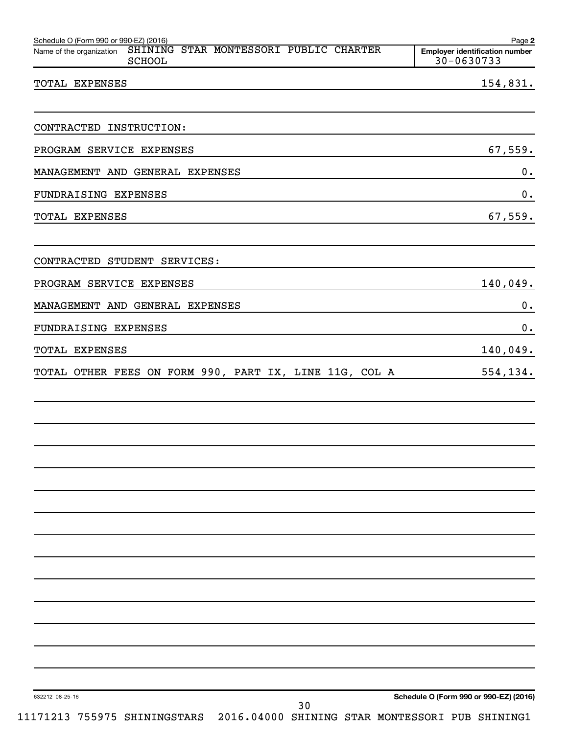Schedule O (Form 990 or 990-EZ) (2016) Page **2**

Name of the organization SHINING STAR MONTESSORI PUBLIC CHARTER SCHOOL

**Employer identification number** 30-0630733

| | |
|---|---|
| TOTAL EXPENSES | 154,831. |
| | |
| CONTRACTED INSTRUCTION: | |
| PROGRAM SERVICE EXPENSES | 67,559. |
| MANAGEMENT AND GENERAL EXPENSES | 0. |
| FUNDRAISING EXPENSES | 0. |
| TOTAL EXPENSES | 67,559. |
| | |
| CONTRACTED STUDENT SERVICES: | |
| PROGRAM SERVICE EXPENSES | 140,049. |
| MANAGEMENT AND GENERAL EXPENSES | 0. |
| FUNDRAISING EXPENSES | 0. |
| TOTAL EXPENSES | 140,049. |
| TOTAL OTHER FEES ON FORM 990, PART IX, LINE 11G, COL A | 554,134. |

632212 08-25-16

**Schedule O (Form 990 or 990-EZ) (2016)**

11171213 755975 SHININGSTARS 2016.04000 SHINING STAR MONTESSORI PUB SHINING1